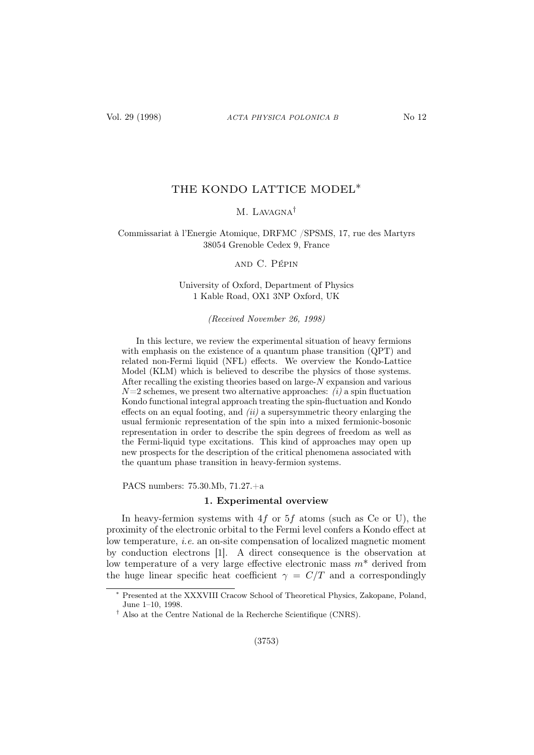# THE KONDO LATTICE MODEL*

M. Lavagna†

Commissariat à l'Energie Atomique, DRFMC /SPSMS, 17, rue des Martyrs
38054 Grenoble Cedex 9, France

and C. Pépin

University of Oxford, Department of Physics
1 Kable Road, OX1 3NP Oxford, UK

*(Received November 26, 1998)*

In this lecture, we review the experimental situation of heavy fermions with emphasis on the existence of a quantum phase transition (QPT) and related non-Fermi liquid (NFL) effects. We overview the Kondo-Lattice Model (KLM) which is believed to describe the physics of those systems. After recalling the existing theories based on large-$N$ expansion and various $N$=2 schemes, we present two alternative approaches: *(i)* a spin fluctuation Kondo functional integral approach treating the spin-fluctuation and Kondo effects on an equal footing, and *(ii)* a supersymmetric theory enlarging the usual fermionic representation of the spin into a mixed fermionic-bosonic representation in order to describe the spin degrees of freedom as well as the Fermi-liquid type excitations. This kind of approaches may open up new prospects for the description of the critical phenomena associated with the quantum phase transition in heavy-fermion systems.

PACS numbers: 75.30.Mb, 71.27.+a

## 1. Experimental overview

In heavy-fermion systems with $4f$ or $5f$ atoms (such as Ce or U), the proximity of the electronic orbital to the Fermi level confers a Kondo effect at low temperature, *i.e.* an on-site compensation of localized magnetic moment by conduction electrons [1]. A direct consequence is the observation at low temperature of a very large effective electronic mass $m^*$ derived from the huge linear specific heat coefficient $\gamma = C/T$ and a correspondingly

---

* Presented at the XXXVIII Cracow School of Theoretical Physics, Zakopane, Poland, June 1–10, 1998.

† Also at the Centre National de la Recherche Scientifique (CNRS).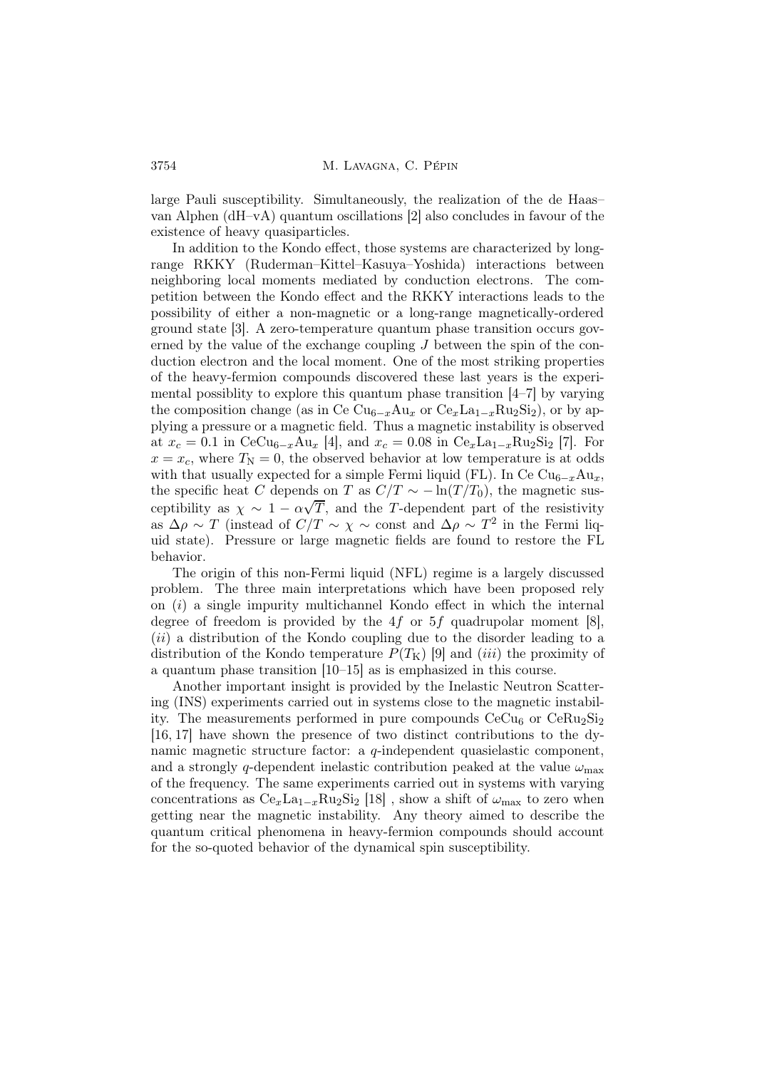large Pauli susceptibility. Simultaneously, the realization of the de Haas–van Alphen (dH–vA) quantum oscillations [2] also concludes in favour of the existence of heavy quasiparticles.

In addition to the Kondo effect, those systems are characterized by long-range RKKY (Ruderman–Kittel–Kasuya–Yoshida) interactions between neighboring local moments mediated by conduction electrons. The competition between the Kondo effect and the RKKY interactions leads to the possibility of either a non-magnetic or a long-range magnetically-ordered ground state [3]. A zero-temperature quantum phase transition occurs governed by the value of the exchange coupling $J$ between the spin of the conduction electron and the local moment. One of the most striking properties of the heavy-fermion compounds discovered these last years is the experimental possiblity to explore this quantum phase transition [4–7] by varying the composition change (as in Ce $Cu_{6-x}Au_x$ or $Ce_xLa_{1-x}Ru_2Si_2$), or by applying a pressure or a magnetic field. Thus a magnetic instability is observed at $x_c = 0.1$ in $CeCu_{6-x}Au_x$ [4], and $x_c = 0.08$ in $Ce_xLa_{1-x}Ru_2Si_2$ [7]. For $x = x_c$, where $T_N = 0$, the observed behavior at low temperature is at odds with that usually expected for a simple Fermi liquid (FL). In Ce $Cu_{6-x}Au_x$, the specific heat $C$ depends on $T$ as $C/T \sim -\ln(T/T_0)$, the magnetic susceptibility as $\chi \sim 1 - \alpha\sqrt{T}$, and the $T$-dependent part of the resistivity as $\Delta\rho \sim T$ (instead of $C/T \sim \chi \sim$ const and $\Delta\rho \sim T^2$ in the Fermi liquid state). Pressure or large magnetic fields are found to restore the FL behavior.

The origin of this non-Fermi liquid (NFL) regime is a largely discussed problem. The three main interpretations which have been proposed rely on (*i*) a single impurity multichannel Kondo effect in which the internal degree of freedom is provided by the $4f$ or $5f$ quadrupolar moment [8], (*ii*) a distribution of the Kondo coupling due to the disorder leading to a distribution of the Kondo temperature $P(T_K)$ [9] and (*iii*) the proximity of a quantum phase transition [10–15] as is emphasized in this course.

Another important insight is provided by the Inelastic Neutron Scattering (INS) experiments carried out in systems close to the magnetic instability. The measurements performed in pure compounds $CeCu_6$ or $CeRu_2Si_2$ [16, 17] have shown the presence of two distinct contributions to the dynamic magnetic structure factor: a $q$-independent quasielastic component, and a strongly $q$-dependent inelastic contribution peaked at the value $\omega_{\max}$ of the frequency. The same experiments carried out in systems with varying concentrations as $Ce_xLa_{1-x}Ru_2Si_2$ [18] , show a shift of $\omega_{\max}$ to zero when getting near the magnetic instability. Any theory aimed to describe the quantum critical phenomena in heavy-fermion compounds should account for the so-quoted behavior of the dynamical spin susceptibility.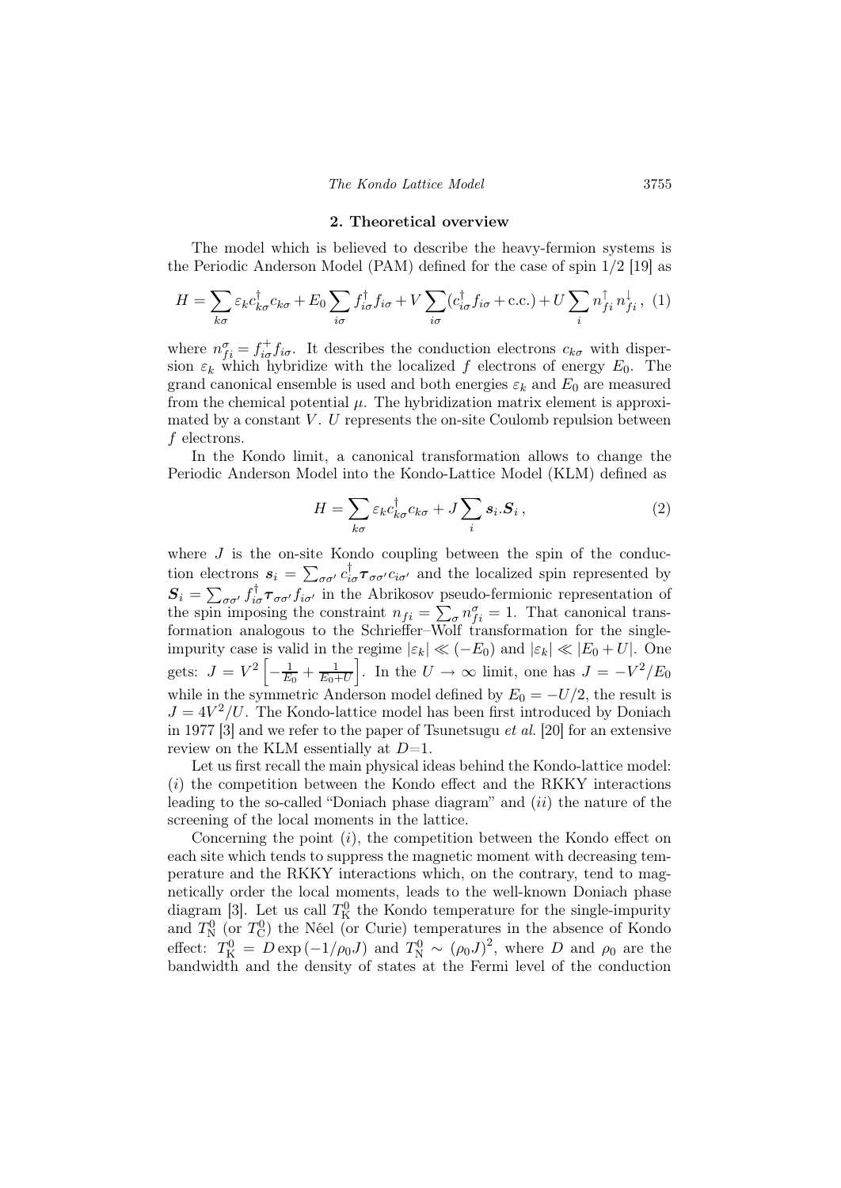## 2. Theoretical overview

The model which is believed to describe the heavy-fermion systems is the Periodic Anderson Model (PAM) defined for the case of spin 1/2 [19] as

$$H = \sum_{k\sigma} \varepsilon_k c^{\dagger}_{k\sigma} c_{k\sigma} + E_0 \sum_{i\sigma} f^{\dagger}_{i\sigma} f_{i\sigma} + V \sum_{i\sigma} (c^{\dagger}_{i\sigma} f_{i\sigma} + \text{c.c.}) + U \sum_i n^{\uparrow}_{fi} n^{\downarrow}_{fi} \,, \quad (1)$$

where $n^{\sigma}_{fi} = f^{+}_{i\sigma} f_{i\sigma}$. It describes the conduction electrons $c_{k\sigma}$ with dispersion $\varepsilon_k$ which hybridize with the localized $f$ electrons of energy $E_0$. The grand canonical ensemble is used and both energies $\varepsilon_k$ and $E_0$ are measured from the chemical potential $\mu$. The hybridization matrix element is approximated by a constant $V$. $U$ represents the on-site Coulomb repulsion between $f$ electrons.

In the Kondo limit, a canonical transformation allows to change the Periodic Anderson Model into the Kondo-Lattice Model (KLM) defined as

$$H = \sum_{k\sigma} \varepsilon_k c^{\dagger}_{k\sigma} c_{k\sigma} + J \sum_i \boldsymbol{s}_i . \boldsymbol{S}_i \,, \quad (2)$$

where $J$ is the on-site Kondo coupling between the spin of the conduction electrons $\boldsymbol{s}_i = \sum_{\sigma\sigma'} c^{\dagger}_{i\sigma} \boldsymbol{\tau}_{\sigma\sigma'} c_{i\sigma'}$ and the localized spin represented by $\boldsymbol{S}_i = \sum_{\sigma\sigma'} f^{\dagger}_{i\sigma} \boldsymbol{\tau}_{\sigma\sigma'} f_{i\sigma'}$ in the Abrikosov pseudo-fermionic representation of the spin imposing the constraint $n_{fi} = \sum_{\sigma} n^{\sigma}_{fi} = 1$. That canonical transformation analogous to the Schrieffer–Wolf transformation for the single-impurity case is valid in the regime $|\varepsilon_k| \ll (-E_0)$ and $|\varepsilon_k| \ll |E_0 + U|$. One gets: $J = V^2 \left[ -\frac{1}{E_0} + \frac{1}{E_0 + U} \right]$. In the $U \to \infty$ limit, one has $J = -V^2/E_0$ while in the symmetric Anderson model defined by $E_0 = -U/2$, the result is $J = 4V^2/U$. The Kondo-lattice model has been first introduced by Doniach in 1977 [3] and we refer to the paper of Tsunetsugu *et al.* [20] for an extensive review on the KLM essentially at $D$=1.

Let us first recall the main physical ideas behind the Kondo-lattice model: ($i$) the competition between the Kondo effect and the RKKY interactions leading to the so-called "Doniach phase diagram" and ($ii$) the nature of the screening of the local moments in the lattice.

Concerning the point ($i$), the competition between the Kondo effect on each site which tends to suppress the magnetic moment with decreasing temperature and the RKKY interactions which, on the contrary, tend to magnetically order the local moments, leads to the well-known Doniach phase diagram [3]. Let us call $T^0_{\rm K}$ the Kondo temperature for the single-impurity and $T^0_{\rm N}$ (or $T^0_{\rm C}$) the Néel (or Curie) temperatures in the absence of Kondo effect: $T^0_{\rm K} = D \exp(-1/\rho_0 J)$ and $T^0_{\rm N} \sim (\rho_0 J)^2$, where $D$ and $\rho_0$ are the bandwidth and the density of states at the Fermi level of the conduction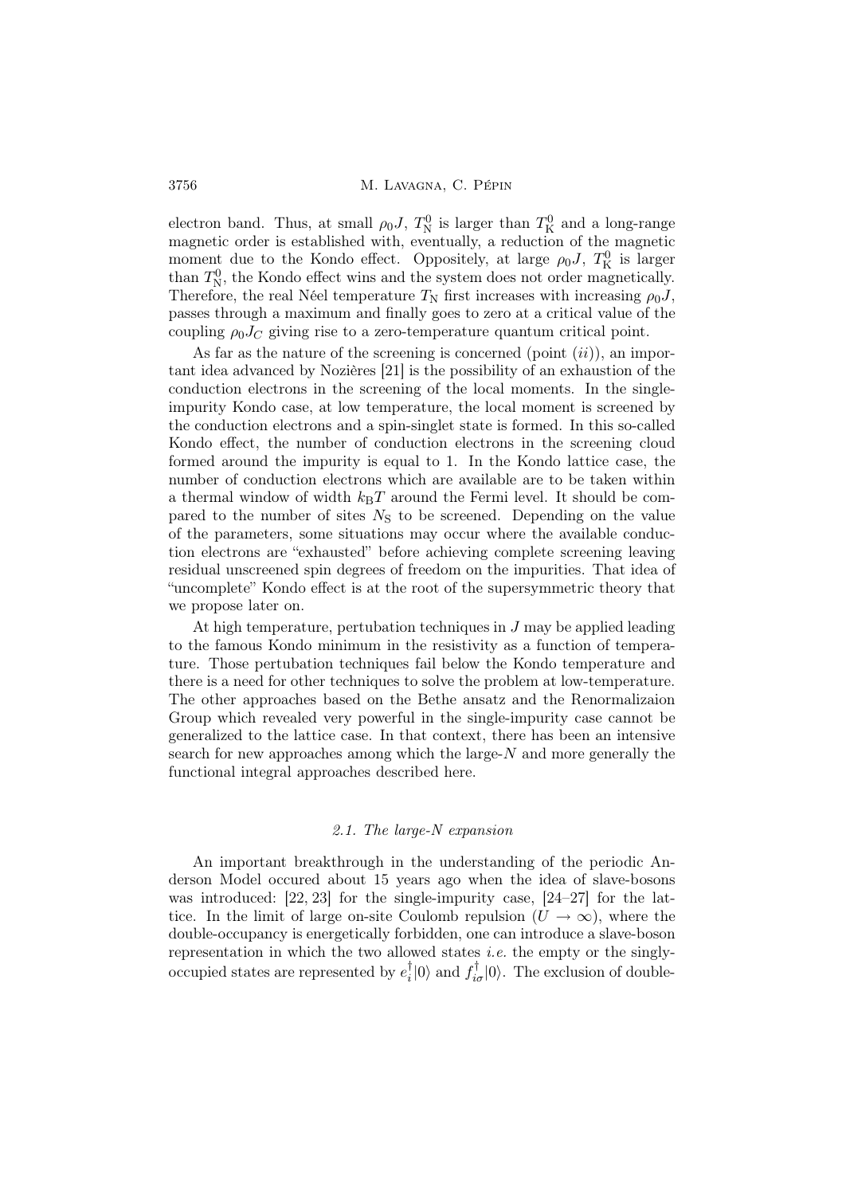electron band. Thus, at small $\rho_0 J$, $T_N^0$ is larger than $T_K^0$ and a long-range magnetic order is established with, eventually, a reduction of the magnetic moment due to the Kondo effect. Oppositely, at large $\rho_0 J$, $T_K^0$ is larger than $T_N^0$, the Kondo effect wins and the system does not order magnetically. Therefore, the real Néel temperature $T_N$ first increases with increasing $\rho_0 J$, passes through a maximum and finally goes to zero at a critical value of the coupling $\rho_0 J_C$ giving rise to a zero-temperature quantum critical point.

As far as the nature of the screening is concerned (point (*ii*)), an important idea advanced by Nozières [21] is the possibility of an exhaustion of the conduction electrons in the screening of the local moments. In the single-impurity Kondo case, at low temperature, the local moment is screened by the conduction electrons and a spin-singlet state is formed. In this so-called Kondo effect, the number of conduction electrons in the screening cloud formed around the impurity is equal to 1. In the Kondo lattice case, the number of conduction electrons which are available are to be taken within a thermal window of width $k_B T$ around the Fermi level. It should be compared to the number of sites $N_S$ to be screened. Depending on the value of the parameters, some situations may occur where the available conduction electrons are "exhausted" before achieving complete screening leaving residual unscreened spin degrees of freedom on the impurities. That idea of "uncomplete" Kondo effect is at the root of the supersymmetric theory that we propose later on.

At high temperature, pertubation techniques in $J$ may be applied leading to the famous Kondo minimum in the resistivity as a function of temperature. Those pertubation techniques fail below the Kondo temperature and there is a need for other techniques to solve the problem at low-temperature. The other approaches based on the Bethe ansatz and the Renormalizaion Group which revealed very powerful in the single-impurity case cannot be generalized to the lattice case. In that context, there has been an intensive search for new approaches among which the large-$N$ and more generally the functional integral approaches described here.

### 2.1. The large-$N$ expansion

An important breakthrough in the understanding of the periodic Anderson Model occured about 15 years ago when the idea of slave-bosons was introduced: [22, 23] for the single-impurity case, [24–27] for the lattice. In the limit of large on-site Coulomb repulsion ($U \rightarrow \infty$), where the double-occupancy is energetically forbidden, one can introduce a slave-boson representation in which the two allowed states *i.e.* the empty or the singly-occupied states are represented by $e_i^\dagger|0\rangle$ and $f_{i\sigma}^\dagger|0\rangle$. The exclusion of double-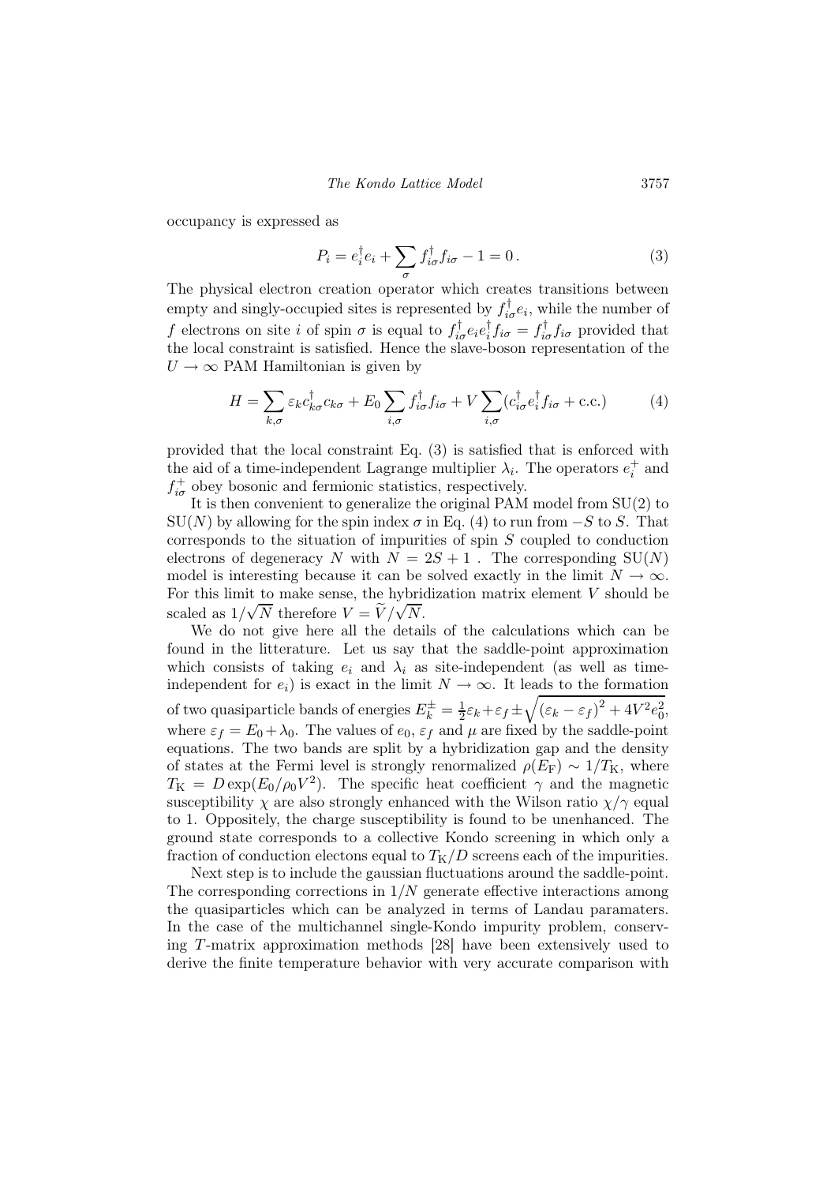occupancy is expressed as

$$P_i = e_i^\dagger e_i + \sum_\sigma f_{i\sigma}^\dagger f_{i\sigma} - 1 = 0\,. \tag{3}$$

The physical electron creation operator which creates transitions between empty and singly-occupied sites is represented by $f_{i\sigma}^\dagger e_i$, while the number of $f$ electrons on site $i$ of spin $\sigma$ is equal to $f_{i\sigma}^\dagger e_i e_i^\dagger f_{i\sigma} = f_{i\sigma}^\dagger f_{i\sigma}$ provided that the local constraint is satisfied. Hence the slave-boson representation of the $U \to \infty$ PAM Hamiltonian is given by

$$H = \sum_{k,\sigma} \varepsilon_k c_{k\sigma}^\dagger c_{k\sigma} + E_0 \sum_{i,\sigma} f_{i\sigma}^\dagger f_{i\sigma} + V \sum_{i,\sigma} (c_{i\sigma}^\dagger e_i^\dagger f_{i\sigma} + \text{c.c.}) \tag{4}$$

provided that the local constraint Eq. (3) is satisfied that is enforced with the aid of a time-independent Lagrange multiplier $\lambda_i$. The operators $e_i^+$ and $f_{i\sigma}^+$ obey bosonic and fermionic statistics, respectively.

It is then convenient to generalize the original PAM model from SU(2) to SU($N$) by allowing for the spin index $\sigma$ in Eq. (4) to run from $-S$ to $S$. That corresponds to the situation of impurities of spin $S$ coupled to conduction electrons of degeneracy $N$ with $N = 2S + 1$ . The corresponding SU($N$) model is interesting because it can be solved exactly in the limit $N \to \infty$. For this limit to make sense, the hybridization matrix element $V$ should be scaled as $1/\sqrt{N}$ therefore $V = \widetilde{V}/\sqrt{N}$.

We do not give here all the details of the calculations which can be found in the litterature. Let us say that the saddle-point approximation which consists of taking $e_i$ and $\lambda_i$ as site-independent (as well as time-independent for $e_i$) is exact in the limit $N \to \infty$. It leads to the formation of two quasiparticle bands of energies $E_k^\pm = \frac{1}{2}\varepsilon_k + \varepsilon_f \pm \sqrt{(\varepsilon_k - \varepsilon_f)^2 + 4V^2 e_0^2}$, where $\varepsilon_f = E_0 + \lambda_0$. The values of $e_0$, $\varepsilon_f$ and $\mu$ are fixed by the saddle-point equations. The two bands are split by a hybridization gap and the density of states at the Fermi level is strongly renormalized $\rho(E_\mathrm{F}) \sim 1/T_\mathrm{K}$, where $T_\mathrm{K} = D \exp(E_0/\rho_0 V^2)$. The specific heat coefficient $\gamma$ and the magnetic susceptibility $\chi$ are also strongly enhanced with the Wilson ratio $\chi/\gamma$ equal to 1. Oppositely, the charge susceptibility is found to be unenhanced. The ground state corresponds to a collective Kondo screening in which only a fraction of conduction electons equal to $T_\mathrm{K}/D$ screens each of the impurities.

Next step is to include the gaussian fluctuations around the saddle-point. The corresponding corrections in $1/N$ generate effective interactions among the quasiparticles which can be analyzed in terms of Landau paramaters. In the case of the multichannel single-Kondo impurity problem, conserving $T$-matrix approximation methods [28] have been extensively used to derive the finite temperature behavior with very accurate comparison with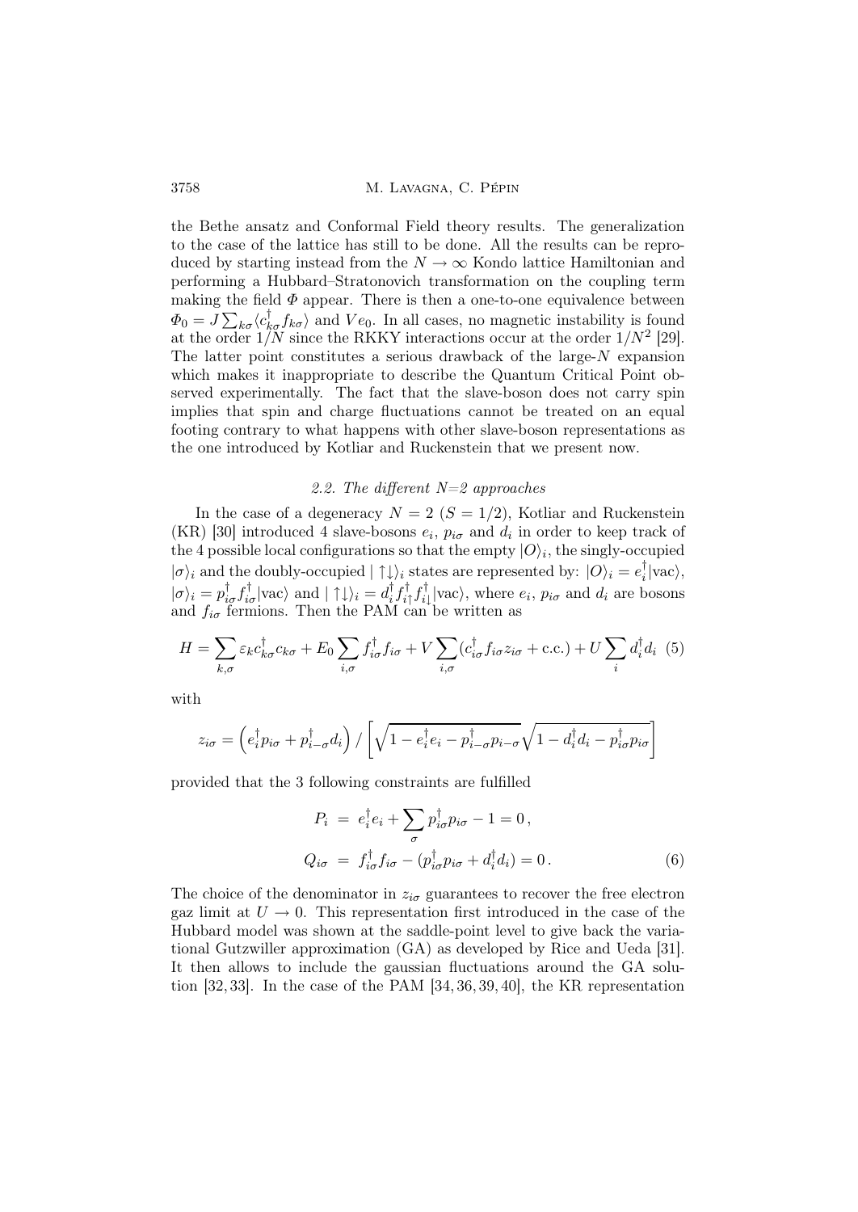the Bethe ansatz and Conformal Field theory results. The generalization to the case of the lattice has still to be done. All the results can be reproduced by starting instead from the $N \to \infty$ Kondo lattice Hamiltonian and performing a Hubbard–Stratonovich transformation on the coupling term making the field $\Phi$ appear. There is then a one-to-one equivalence between $\Phi_0 = J \sum_{k\sigma} \langle c^\dagger_{k\sigma} f_{k\sigma} \rangle$ and $V e_0$. In all cases, no magnetic instability is found at the order $1/N$ since the RKKY interactions occur at the order $1/N^2$ [29]. The latter point constitutes a serious drawback of the large-$N$ expansion which makes it inappropriate to describe the Quantum Critical Point observed experimentally. The fact that the slave-boson does not carry spin implies that spin and charge fluctuations cannot be treated on an equal footing contrary to what happens with other slave-boson representations as the one introduced by Kotliar and Ruckenstein that we present now.

### *2.2. The different N=2 approaches*

In the case of a degeneracy $N = 2$ ($S = 1/2$), Kotliar and Ruckenstein (KR) [30] introduced 4 slave-bosons $e_i$, $p_{i\sigma}$ and $d_i$ in order to keep track of the 4 possible local configurations so that the empty $|O\rangle_i$, the singly-occupied $|\sigma\rangle_i$ and the doubly-occupied $|\uparrow\downarrow\rangle_i$ states are represented by: $|O\rangle_i = e^\dagger_i |\text{vac}\rangle$, $|\sigma\rangle_i = p^\dagger_{i\sigma} f^\dagger_{i\sigma} |\text{vac}\rangle$ and $|\uparrow\downarrow\rangle_i = d^\dagger_i f^\dagger_{i\uparrow} f^\dagger_{i\downarrow} |\text{vac}\rangle$, where $e_i$, $p_{i\sigma}$ and $d_i$ are bosons and $f_{i\sigma}$ fermions. Then the PAM can be written as

$$H = \sum_{k,\sigma} \varepsilon_k c^\dagger_{k\sigma} c_{k\sigma} + E_0 \sum_{i,\sigma} f^\dagger_{i\sigma} f_{i\sigma} + V \sum_{i,\sigma} (c^\dagger_{i\sigma} f_{i\sigma} z_{i\sigma} + \text{c.c.}) + U \sum_i d^\dagger_i d_i \quad (5)$$

with

$$z_{i\sigma} = \left( e^\dagger_i p_{i\sigma} + p^\dagger_{i-\sigma} d_i \right) / \left[ \sqrt{1 - e^\dagger_i e_i - p^\dagger_{i-\sigma} p_{i-\sigma}} \sqrt{1 - d^\dagger_i d_i - p^\dagger_{i\sigma} p_{i\sigma}} \right]$$

provided that the 3 following constraints are fulfilled

$$\begin{aligned} P_i &= e^\dagger_i e_i + \sum_\sigma p^\dagger_{i\sigma} p_{i\sigma} - 1 = 0 \,, \\ Q_{i\sigma} &= f^\dagger_{i\sigma} f_{i\sigma} - (p^\dagger_{i\sigma} p_{i\sigma} + d^\dagger_i d_i) = 0 \,. \end{aligned} \quad (6)$$

The choice of the denominator in $z_{i\sigma}$ guarantees to recover the free electron gaz limit at $U \to 0$. This representation first introduced in the case of the Hubbard model was shown at the saddle-point level to give back the variational Gutzwiller approximation (GA) as developed by Rice and Ueda [31]. It then allows to include the gaussian fluctuations around the GA solution [32, 33]. In the case of the PAM [34, 36, 39, 40], the KR representation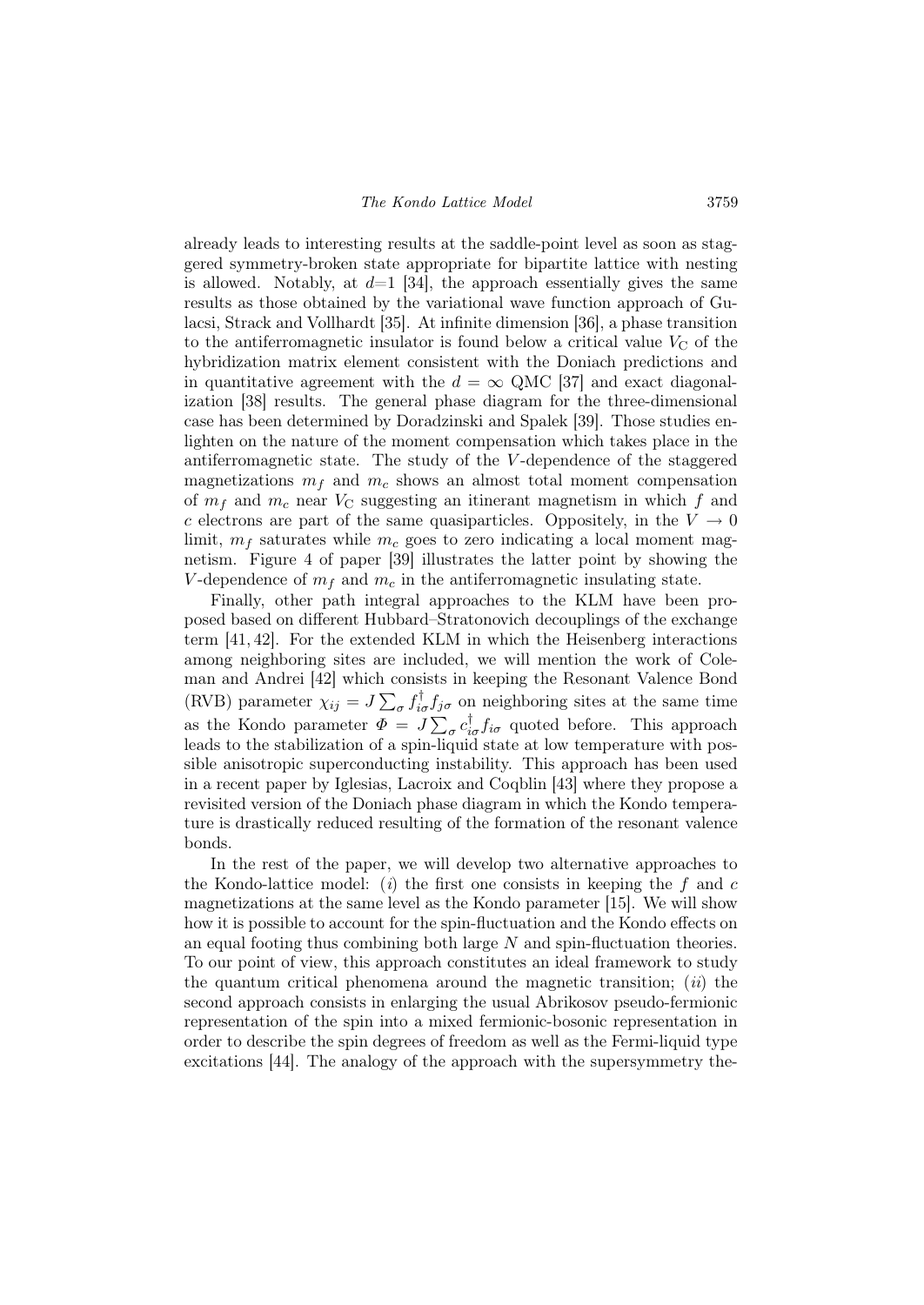already leads to interesting results at the saddle-point level as soon as staggered symmetry-broken state appropriate for bipartite lattice with nesting is allowed. Notably, at $d$=1 [34], the approach essentially gives the same results as those obtained by the variational wave function approach of Gulacsi, Strack and Vollhardt [35]. At infinite dimension [36], a phase transition to the antiferromagnetic insulator is found below a critical value $V_{\rm C}$ of the hybridization matrix element consistent with the Doniach predictions and in quantitative agreement with the $d = \infty$ QMC [37] and exact diagonalization [38] results. The general phase diagram for the three-dimensional case has been determined by Doradzinski and Spalek [39]. Those studies enlighten on the nature of the moment compensation which takes place in the antiferromagnetic state. The study of the $V$-dependence of the staggered magnetizations $m_f$ and $m_c$ shows an almost total moment compensation of $m_f$ and $m_c$ near $V_{\rm C}$ suggesting an itinerant magnetism in which $f$ and $c$ electrons are part of the same quasiparticles. Oppositely, in the $V \to 0$ limit, $m_f$ saturates while $m_c$ goes to zero indicating a local moment magnetism. Figure 4 of paper [39] illustrates the latter point by showing the $V$-dependence of $m_f$ and $m_c$ in the antiferromagnetic insulating state.

Finally, other path integral approaches to the KLM have been proposed based on different Hubbard–Stratonovich decouplings of the exchange term [41, 42]. For the extended KLM in which the Heisenberg interactions among neighboring sites are included, we will mention the work of Coleman and Andrei [42] which consists in keeping the Resonant Valence Bond (RVB) parameter $\chi_{ij} = J\sum_\sigma f^\dagger_{i\sigma} f_{j\sigma}$ on neighboring sites at the same time as the Kondo parameter $\Phi = J\sum_\sigma c^\dagger_{i\sigma} f_{i\sigma}$ quoted before. This approach leads to the stabilization of a spin-liquid state at low temperature with possible anisotropic superconducting instability. This approach has been used in a recent paper by Iglesias, Lacroix and Coqblin [43] where they propose a revisited version of the Doniach phase diagram in which the Kondo temperature is drastically reduced resulting of the formation of the resonant valence bonds.

In the rest of the paper, we will develop two alternative approaches to the Kondo-lattice model: ($i$) the first one consists in keeping the $f$ and $c$ magnetizations at the same level as the Kondo parameter [15]. We will show how it is possible to account for the spin-fluctuation and the Kondo effects on an equal footing thus combining both large $N$ and spin-fluctuation theories. To our point of view, this approach constitutes an ideal framework to study the quantum critical phenomena around the magnetic transition; ($ii$) the second approach consists in enlarging the usual Abrikosov pseudo-fermionic representation of the spin into a mixed fermionic-bosonic representation in order to describe the spin degrees of freedom as well as the Fermi-liquid type excitations [44]. The analogy of the approach with the supersymmetry the-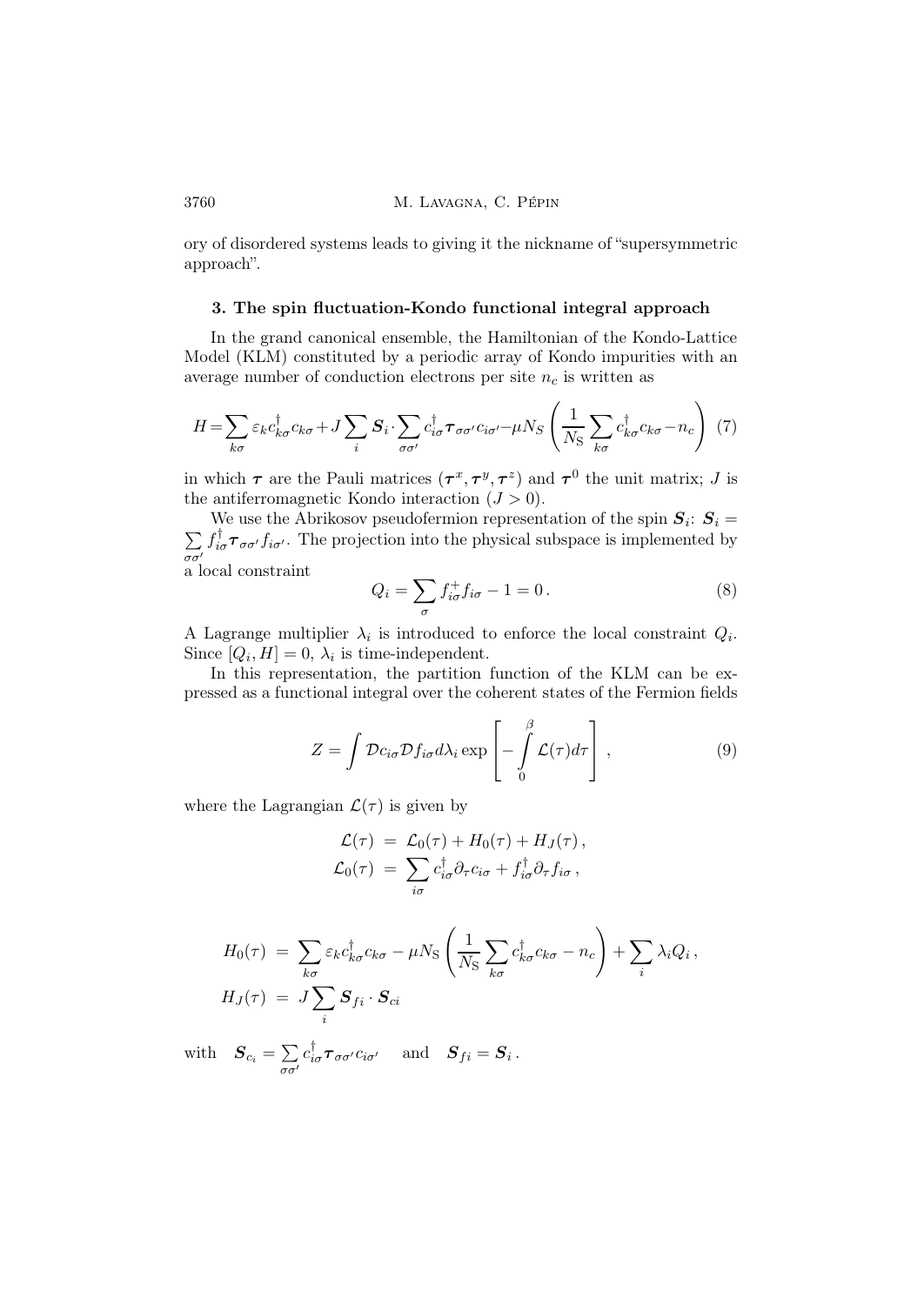ory of disordered systems leads to giving it the nickname of "supersymmetric approach".

### 3. The spin fluctuation-Kondo functional integral approach

In the grand canonical ensemble, the Hamiltonian of the Kondo-Lattice Model (KLM) constituted by a periodic array of Kondo impurities with an average number of conduction electrons per site $n_c$ is written as

$$H=\sum_{k\sigma}\varepsilon_k c^{\dagger}_{k\sigma}c_{k\sigma}+J\sum_i \boldsymbol{S}_i\cdot\sum_{\sigma\sigma'}c^{\dagger}_{i\sigma}\boldsymbol{\tau}_{\sigma\sigma'}c_{i\sigma'}-\mu N_S\left(\frac{1}{N_{\rm S}}\sum_{k\sigma}c^{\dagger}_{k\sigma}c_{k\sigma}-n_c\right) \quad (7)$$

in which $\boldsymbol{\tau}$ are the Pauli matrices $(\boldsymbol{\tau}^x,\boldsymbol{\tau}^y,\boldsymbol{\tau}^z)$ and $\boldsymbol{\tau}^0$ the unit matrix; $J$ is the antiferromagnetic Kondo interaction ($J>0$).

We use the Abrikosov pseudofermion representation of the spin $\boldsymbol{S}_i$: $\boldsymbol{S}_i=\sum_{\sigma\sigma'}f^{\dagger}_{i\sigma}\boldsymbol{\tau}_{\sigma\sigma'}f_{i\sigma'}$. The projection into the physical subspace is implemented by a local constraint

$$Q_i=\sum_{\sigma}f^{+}_{i\sigma}f_{i\sigma}-1=0\,. \quad (8)$$

A Lagrange multiplier $\lambda_i$ is introduced to enforce the local constraint $Q_i$. Since $[Q_i,H]=0$, $\lambda_i$ is time-independent.

In this representation, the partition function of the KLM can be expressed as a functional integral over the coherent states of the Fermion fields

$$Z=\int\mathcal{D}c_{i\sigma}\mathcal{D}f_{i\sigma}d\lambda_i\exp\left[-\int_0^{\beta}\mathcal{L}(\tau)d\tau\right]\,, \quad (9)$$

where the Lagrangian $\mathcal{L}(\tau)$ is given by

$$\begin{aligned}
\mathcal{L}(\tau) &= \mathcal{L}_0(\tau)+H_0(\tau)+H_J(\tau)\,,\\
\mathcal{L}_0(\tau) &= \sum_{i\sigma}c^{\dagger}_{i\sigma}\partial_\tau c_{i\sigma}+f^{\dagger}_{i\sigma}\partial_\tau f_{i\sigma}\,,
\end{aligned}$$

$$\begin{aligned}
H_0(\tau) &= \sum_{k\sigma}\varepsilon_k c^{\dagger}_{k\sigma}c_{k\sigma}-\mu N_{\rm S}\left(\frac{1}{N_{\rm S}}\sum_{k\sigma}c^{\dagger}_{k\sigma}c_{k\sigma}-n_c\right)+\sum_i\lambda_i Q_i\,,\\
H_J(\tau) &= J\sum_i \boldsymbol{S}_{fi}\cdot\boldsymbol{S}_{ci}
\end{aligned}$$

with $\quad \boldsymbol{S}_{c_i}=\sum_{\sigma\sigma'}c^{\dagger}_{i\sigma}\boldsymbol{\tau}_{\sigma\sigma'}c_{i\sigma'} \quad$ and $\quad \boldsymbol{S}_{fi}=\boldsymbol{S}_i\,.$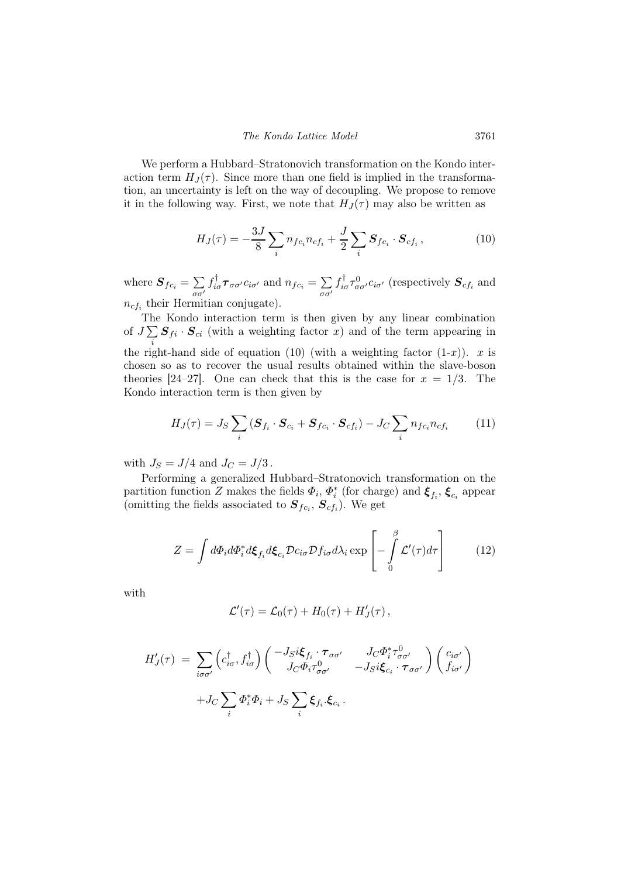We perform a Hubbard–Stratonovich transformation on the Kondo interaction term $H_J(\tau)$. Since more than one field is implied in the transformation, an uncertainty is left on the way of decoupling. We propose to remove it in the following way. First, we note that $H_J(\tau)$ may also be written as

$$H_J(\tau) = -\frac{3J}{8}\sum_i n_{fc_i} n_{cf_i} + \frac{J}{2}\sum_i \boldsymbol{S}_{fc_i} \cdot \boldsymbol{S}_{cf_i}\,, \tag{10}$$

where $\boldsymbol{S}_{fc_i} = \sum\limits_{\sigma\sigma'} f^\dagger_{i\sigma} \boldsymbol{\tau}_{\sigma\sigma'} c_{i\sigma'}$ and $n_{fc_i} = \sum\limits_{\sigma\sigma'} f^\dagger_{i\sigma} \tau^0_{\sigma\sigma'} c_{i\sigma'}$ (respectively $\boldsymbol{S}_{cf_i}$ and $n_{cf_i}$ their Hermitian conjugate).

The Kondo interaction term is then given by any linear combination of $J\sum\limits_i \boldsymbol{S}_{fi} \cdot \boldsymbol{S}_{ci}$ (with a weighting factor $x$) and of the term appearing in the right-hand side of equation (10) (with a weighting factor (1-$x$)). $x$ is chosen so as to recover the usual results obtained within the slave-boson theories [24–27]. One can check that this is the case for $x = 1/3$. The Kondo interaction term is then given by

$$H_J(\tau) = J_S \sum_i \left(\boldsymbol{S}_{f_i} \cdot \boldsymbol{S}_{c_i} + \boldsymbol{S}_{fc_i} \cdot \boldsymbol{S}_{cf_i}\right) - J_C \sum_i n_{fc_i} n_{cf_i} \tag{11}$$

with $J_S = J/4$ and $J_C = J/3$.

Performing a generalized Hubbard–Stratonovich transformation on the partition function $Z$ makes the fields $\Phi_i$, $\Phi^*_i$ (for charge) and $\boldsymbol{\xi}_{f_i}$, $\boldsymbol{\xi}_{c_i}$ appear (omitting the fields associated to $\boldsymbol{S}_{fc_i}$, $\boldsymbol{S}_{cf_i}$). We get

$$Z = \int d\Phi_i d\Phi^*_i d\boldsymbol{\xi}_{f_i} d\boldsymbol{\xi}_{c_i} \mathcal{D}c_{i\sigma} \mathcal{D}f_{i\sigma} d\lambda_i \exp\left[-\int_0^\beta \mathcal{L}'(\tau) d\tau\right] \tag{12}$$

with

$$\mathcal{L}'(\tau) = \mathcal{L}_0(\tau) + H_0(\tau) + H'_J(\tau)\,,$$

$$\begin{aligned} H'_J(\tau) \;=\; & \sum_{i\sigma\sigma'} \left(c^\dagger_{i\sigma}, f^\dagger_{i\sigma}\right) \begin{pmatrix} -J_S i\boldsymbol{\xi}_{f_i} \cdot \boldsymbol{\tau}_{\sigma\sigma'} & J_C \Phi^*_i \tau^0_{\sigma\sigma'} \\ J_C \Phi_i \tau^0_{\sigma\sigma'} & -J_S i\boldsymbol{\xi}_{c_i} \cdot \boldsymbol{\tau}_{\sigma\sigma'} \end{pmatrix} \begin{pmatrix} c_{i\sigma'} \\ f_{i\sigma'} \end{pmatrix} \\ & + J_C \sum_i \Phi^*_i \Phi_i + J_S \sum_i \boldsymbol{\xi}_{f_i} . \boldsymbol{\xi}_{c_i}\,. \end{aligned}$$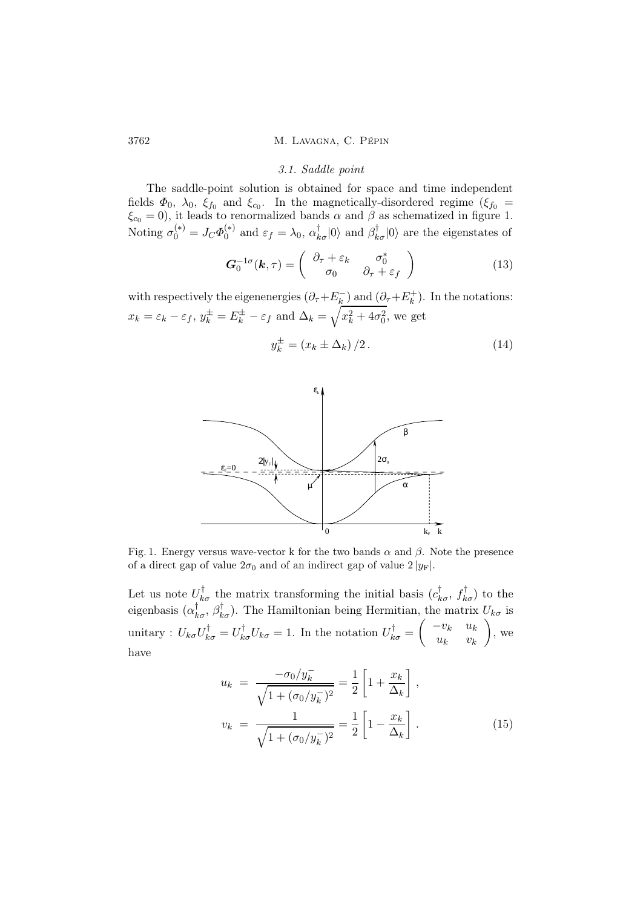### 3.1. Saddle point

The saddle-point solution is obtained for space and time independent fields $\Phi_0$, $\lambda_0$, $\xi_{f_0}$ and $\xi_{c_0}$. In the magnetically-disordered regime ($\xi_{f_0} = \xi_{c_0} = 0$), it leads to renormalized bands $\alpha$ and $\beta$ as schematized in figure 1. Noting $\sigma_0^{(*)} = J_C \Phi_0^{(*)}$ and $\varepsilon_f = \lambda_0$, $\alpha^\dagger_{k\sigma}|0\rangle$ and $\beta^\dagger_{k\sigma}|0\rangle$ are the eigenstates of

$$\boldsymbol{G}_0^{-1\sigma}(\boldsymbol{k},\tau) = \begin{pmatrix} \partial_\tau + \varepsilon_k & \sigma_0^* \\ \sigma_0 & \partial_\tau + \varepsilon_f \end{pmatrix} \tag{13}$$

with respectively the eigenenergies $(\partial_\tau + E_k^-)$ and $(\partial_\tau + E_k^+)$. In the notations: $x_k = \varepsilon_k - \varepsilon_f$, $y_k^{\pm} = E_k^{\pm} - \varepsilon_f$ and $\Delta_k = \sqrt{x_k^2 + 4\sigma_0^2}$, we get

$$y_k^{\pm} = (x_k \pm \Delta_k)/2 \,. \tag{14}$$

Fig. 1. Energy versus wave-vector k for the two bands $\alpha$ and $\beta$. Note the presence of a direct gap of value $2\sigma_0$ and of an indirect gap of value $2\,|y_{\rm F}|$.

Let us note $U^\dagger_{k\sigma}$ the matrix transforming the initial basis ($c^\dagger_{k\sigma}$, $f^\dagger_{k\sigma}$) to the eigenbasis ($\alpha^\dagger_{k\sigma}$, $\beta^\dagger_{k\sigma}$). The Hamiltonian being Hermitian, the matrix $U_{k\sigma}$ is unitary : $U_{k\sigma}U^\dagger_{k\sigma} = U^\dagger_{k\sigma}U_{k\sigma} = 1$. In the notation $U^\dagger_{k\sigma} = \begin{pmatrix} -v_k & u_k \\ u_k & v_k \end{pmatrix}$, we have

$$\begin{aligned} u_k &= \frac{-\sigma_0/y_k^-}{\sqrt{1+(\sigma_0/y_k^-)^2}} = \frac{1}{2}\left[1 + \frac{x_k}{\Delta_k}\right] , \\ v_k &= \frac{1}{\sqrt{1+(\sigma_0/y_k^-)^2}} = \frac{1}{2}\left[1 - \frac{x_k}{\Delta_k}\right] . \end{aligned} \tag{15}$$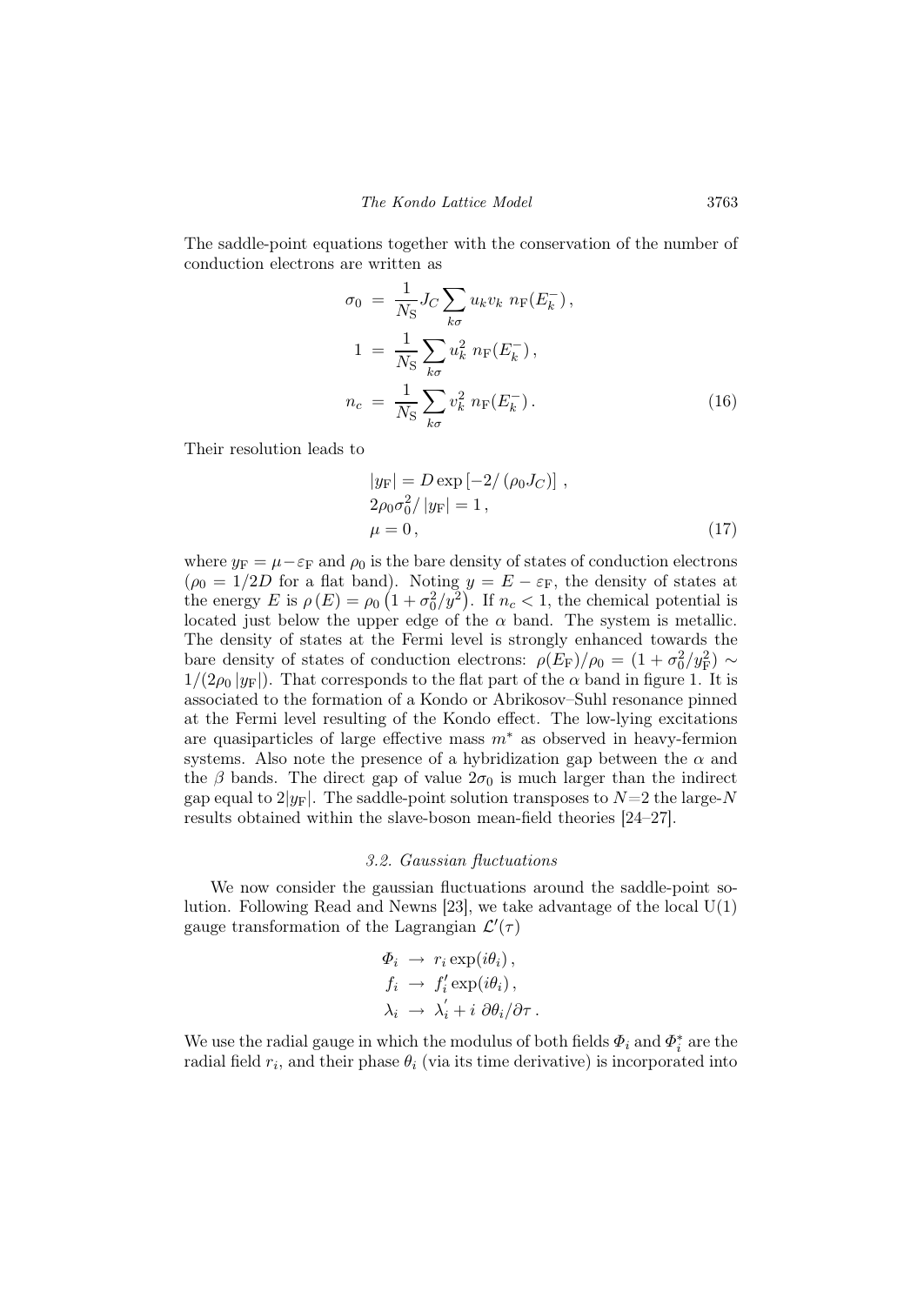The saddle-point equations together with the conservation of the number of conduction electrons are written as

$$
\begin{aligned}
\sigma_0 &= \frac{1}{N_{\rm S}} J_C \sum_{k\sigma} u_k v_k \; n_{\rm F}(E_k^-)\,, \\
1 &= \frac{1}{N_{\rm S}} \sum_{k\sigma} u_k^2 \; n_{\rm F}(E_k^-)\,, \\
n_c &= \frac{1}{N_{\rm S}} \sum_{k\sigma} v_k^2 \; n_{\rm F}(E_k^-)\,.
\end{aligned} \tag{16}
$$

Their resolution leads to

$$
\begin{aligned}
&|y_{\rm F}| = D \exp\left[-2/\left(\rho_0 J_C\right)\right]\,, \\
&2\rho_0 \sigma_0^2 / |y_{\rm F}| = 1\,, \\
&\mu = 0\,,
\end{aligned} \tag{17}
$$

where $y_{\rm F} = \mu - \varepsilon_{\rm F}$ and $\rho_0$ is the bare density of states of conduction electrons ($\rho_0 = 1/2D$ for a flat band). Noting $y = E - \varepsilon_{\rm F}$, the density of states at the energy $E$ is $\rho\left(E\right) = \rho_0\left(1 + \sigma_0^2/y^2\right)$. If $n_c < 1$, the chemical potential is located just below the upper edge of the $\alpha$ band. The system is metallic. The density of states at the Fermi level is strongly enhanced towards the bare density of states of conduction electrons: $\rho(E_{\rm F})/\rho_0 = (1 + \sigma_0^2/y_{\rm F}^2) \sim 1/(2\rho_0\,|y_{\rm F}|)$. That corresponds to the flat part of the $\alpha$ band in figure 1. It is associated to the formation of a Kondo or Abrikosov–Suhl resonance pinned at the Fermi level resulting of the Kondo effect. The low-lying excitations are quasiparticles of large effective mass $m^*$ as observed in heavy-fermion systems. Also note the presence of a hybridization gap between the $\alpha$ and the $\beta$ bands. The direct gap of value $2\sigma_0$ is much larger than the indirect gap equal to $2|y_{\rm F}|$. The saddle-point solution transposes to $N{=}2$ the large-$N$ results obtained within the slave-boson mean-field theories [24–27].

### *3.2. Gaussian fluctuations*

We now consider the gaussian fluctuations around the saddle-point solution. Following Read and Newns [23], we take advantage of the local U(1) gauge transformation of the Lagrangian $\mathcal{L}'(\tau)$

$$
\begin{aligned}
\Phi_i &\rightarrow r_i \exp(i\theta_i)\,, \\
f_i &\rightarrow f_i' \exp(i\theta_i)\,, \\
\lambda_i &\rightarrow \lambda_i' + i\;\partial\theta_i/\partial\tau\,.
\end{aligned}
$$

We use the radial gauge in which the modulus of both fields $\Phi_i$ and $\Phi_i^*$ are the radial field $r_i$, and their phase $\theta_i$ (via its time derivative) is incorporated into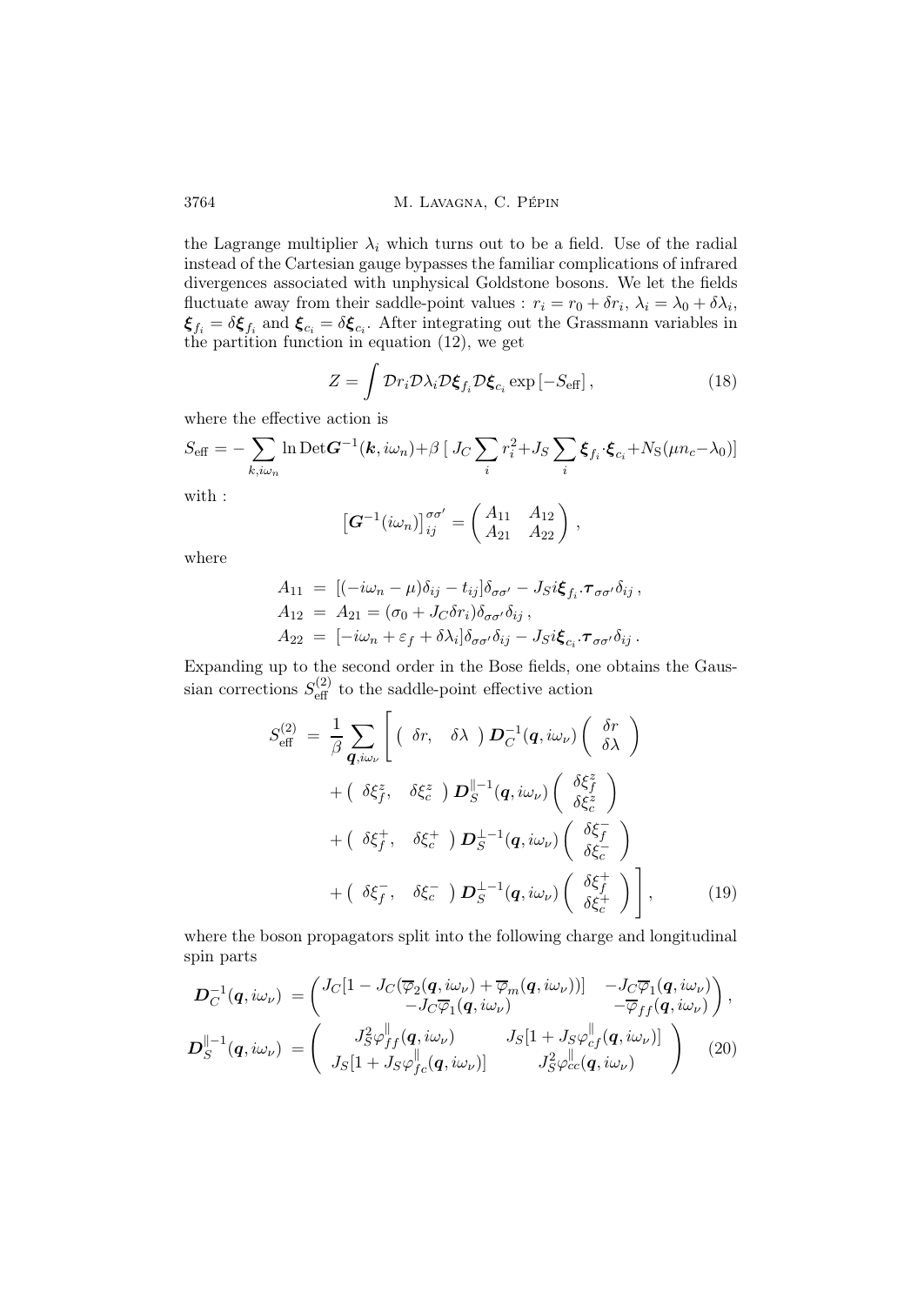the Lagrange multiplier $\lambda_i$ which turns out to be a field. Use of the radial instead of the Cartesian gauge bypasses the familiar complications of infrared divergences associated with unphysical Goldstone bosons. We let the fields fluctuate away from their saddle-point values : $r_i = r_0 + \delta r_i$, $\lambda_i = \lambda_0 + \delta\lambda_i$, $\boldsymbol{\xi}_{f_i} = \delta\boldsymbol{\xi}_{f_i}$ and $\boldsymbol{\xi}_{c_i} = \delta\boldsymbol{\xi}_{c_i}$. After integrating out the Grassmann variables in the partition function in equation (12), we get

$$Z = \int \mathcal{D}r_i \mathcal{D}\lambda_i \mathcal{D}\boldsymbol{\xi}_{f_i} \mathcal{D}\boldsymbol{\xi}_{c_i} \exp\left[-S_{\text{eff}}\right], \tag{18}$$

where the effective action is

$$S_{\text{eff}} = -\sum_{k,i\omega_n} \ln \text{Det}\boldsymbol{G}^{-1}(\boldsymbol{k}, i\omega_n) + \beta\,[\, J_C \sum_i r_i^2 + J_S \sum_i \boldsymbol{\xi}_{f_i} \cdot \boldsymbol{\xi}_{c_i} + N_{\text{S}}(\mu n_c - \lambda_0)]$$

with :

$$\left[\boldsymbol{G}^{-1}(i\omega_n)\right]_{ij}^{\sigma\sigma'} = \begin{pmatrix} A_{11} & A_{12} \\ A_{21} & A_{22} \end{pmatrix},$$

where

$$\begin{aligned}
A_{11} &= [(-i\omega_n - \mu)\delta_{ij} - t_{ij}]\delta_{\sigma\sigma'} - J_S i\boldsymbol{\xi}_{f_i}.\boldsymbol{\tau}_{\sigma\sigma'}\delta_{ij}\,, \\
A_{12} &= A_{21} = (\sigma_0 + J_C \delta r_i)\delta_{\sigma\sigma'}\delta_{ij}\,, \\
A_{22} &= [-i\omega_n + \varepsilon_f + \delta\lambda_i]\delta_{\sigma\sigma'}\delta_{ij} - J_S i\boldsymbol{\xi}_{c_i}.\boldsymbol{\tau}_{\sigma\sigma'}\delta_{ij}\,.
\end{aligned}$$

Expanding up to the second order in the Bose fields, one obtains the Gaussian corrections $S_{\text{eff}}^{(2)}$ to the saddle-point effective action

$$\begin{aligned}
S_{\text{eff}}^{(2)} = \frac{1}{\beta}\sum_{\boldsymbol{q},i\omega_\nu} \Bigg[ & \begin{pmatrix} \delta r, & \delta\lambda \end{pmatrix} \boldsymbol{D}_C^{-1}(\boldsymbol{q}, i\omega_\nu) \begin{pmatrix} \delta r \\ \delta\lambda \end{pmatrix} \\
& + \begin{pmatrix} \delta\xi_f^z, & \delta\xi_c^z \end{pmatrix} \boldsymbol{D}_S^{\parallel -1}(\boldsymbol{q}, i\omega_\nu) \begin{pmatrix} \delta\xi_f^z \\ \delta\xi_c^z \end{pmatrix} \\
& + \begin{pmatrix} \delta\xi_f^+, & \delta\xi_c^+ \end{pmatrix} \boldsymbol{D}_S^{\perp -1}(\boldsymbol{q}, i\omega_\nu) \begin{pmatrix} \delta\xi_f^- \\ \delta\xi_c^- \end{pmatrix} \\
& + \begin{pmatrix} \delta\xi_f^-, & \delta\xi_c^- \end{pmatrix} \boldsymbol{D}_S^{\perp -1}(\boldsymbol{q}, i\omega_\nu) \begin{pmatrix} \delta\xi_f^+ \\ \delta\xi_c^+ \end{pmatrix} \Bigg],
\end{aligned} \tag{19}$$

where the boson propagators split into the following charge and longitudinal spin parts

$$\begin{aligned}
\boldsymbol{D}_C^{-1}(\boldsymbol{q}, i\omega_\nu) &= \begin{pmatrix} J_C[1 - J_C(\overline{\varphi}_2(\boldsymbol{q}, i\omega_\nu) + \overline{\varphi}_m(\boldsymbol{q}, i\omega_\nu))] & -J_C\overline{\varphi}_1(\boldsymbol{q}, i\omega_\nu) \\ -J_C\overline{\varphi}_1(\boldsymbol{q}, i\omega_\nu) & -\overline{\varphi}_{ff}(\boldsymbol{q}, i\omega_\nu) \end{pmatrix}, \\
\boldsymbol{D}_S^{\parallel -1}(\boldsymbol{q}, i\omega_\nu) &= \begin{pmatrix} J_S^2 \varphi_{ff}^{\parallel}(\boldsymbol{q}, i\omega_\nu) & J_S[1 + J_S \varphi_{cf}^{\parallel}(\boldsymbol{q}, i\omega_\nu)] \\ J_S[1 + J_S \varphi_{fc}^{\parallel}(\boldsymbol{q}, i\omega_\nu)] & J_S^2 \varphi_{cc}^{\parallel}(\boldsymbol{q}, i\omega_\nu) \end{pmatrix}
\end{aligned} \tag{20}$$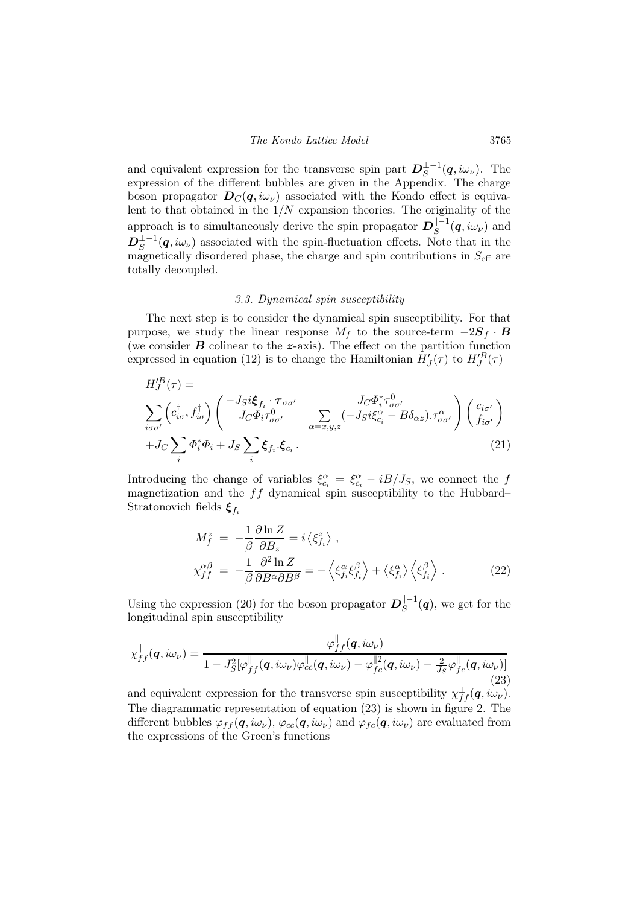and equivalent expression for the transverse spin part $\boldsymbol{D}_S^{\perp -1}(\boldsymbol{q}, i\omega_\nu)$. The expression of the different bubbles are given in the Appendix. The charge boson propagator $\boldsymbol{D}_C(\boldsymbol{q}, i\omega_\nu)$ associated with the Kondo effect is equivalent to that obtained in the $1/N$ expansion theories. The originality of the approach is to simultaneously derive the spin propagator $\boldsymbol{D}_S^{\parallel -1}(\boldsymbol{q}, i\omega_\nu)$ and $\boldsymbol{D}_S^{\perp -1}(\boldsymbol{q}, i\omega_\nu)$ associated with the spin-fluctuation effects. Note that in the magnetically disordered phase, the charge and spin contributions in $S_{\text{eff}}$ are totally decoupled.

### *3.3. Dynamical spin susceptibility*

The next step is to consider the dynamical spin susceptibility. For that purpose, we study the linear response $M_f$ to the source-term $-2\boldsymbol{S}_f \cdot \boldsymbol{B}$ (we consider $\boldsymbol{B}$ colinear to the $\boldsymbol{z}$-axis). The effect on the partition function expressed in equation (12) is to change the Hamiltonian $H'_J(\tau)$ to $H'^B_J(\tau)$

$$
\begin{aligned}
& H'^B_J(\tau) = \\
& \sum_{i\sigma\sigma'} \left(c^\dagger_{i\sigma}, f^\dagger_{i\sigma}\right) \begin{pmatrix} -J_S i\boldsymbol{\xi}_{f_i} \cdot \boldsymbol{\tau}_{\sigma\sigma'} & J_C \Phi^*_i \tau^0_{\sigma\sigma'} \\ J_C \Phi_i \tau^0_{\sigma\sigma'} & \sum\limits_{\alpha=x,y,z} (-J_S i\xi^\alpha_{c_i} - B\delta_{\alpha z}).\tau^\alpha_{\sigma\sigma'} \end{pmatrix} \begin{pmatrix} c_{i\sigma'} \\ f_{i\sigma'} \end{pmatrix} \\
& + J_C \sum_i \Phi^*_i \Phi_i + J_S \sum_i \boldsymbol{\xi}_{f_i}.\boldsymbol{\xi}_{c_i} \,. 
\end{aligned} \tag{21}
$$

Introducing the change of variables $\xi^\alpha_{c_i} = \xi^\alpha_{c_i} - iB/J_S$, we connect the $f$ magnetization and the $ff$ dynamical spin susceptibility to the Hubbard–Stratonovich fields $\boldsymbol{\xi}_{f_i}$

$$
\begin{aligned}
M^z_f &= -\frac{1}{\beta} \frac{\partial \ln Z}{\partial B_z} = i \left\langle \xi^z_{f_i} \right\rangle , \\
\chi^{\alpha\beta}_{ff} &= -\frac{1}{\beta} \frac{\partial^2 \ln Z}{\partial B^\alpha \partial B^\beta} = -\left\langle \xi^\alpha_{f_i} \xi^\beta_{f_i} \right\rangle + \left\langle \xi^\alpha_{f_i} \right\rangle \left\langle \xi^\beta_{f_i} \right\rangle .
\end{aligned} \tag{22}
$$

Using the expression (20) for the boson propagator $\boldsymbol{D}_S^{\parallel -1}(\boldsymbol{q})$, we get for the longitudinal spin susceptibility

$$
\chi^\parallel_{ff}(\boldsymbol{q}, i\omega_\nu) = \frac{\varphi^\parallel_{ff}(\boldsymbol{q}, i\omega_\nu)}{1 - J_S^2 [\varphi^\parallel_{ff}(\boldsymbol{q}, i\omega_\nu) \varphi^\parallel_{cc}(\boldsymbol{q}, i\omega_\nu) - \varphi^{\parallel 2}_{fc}(\boldsymbol{q}, i\omega_\nu) - \frac{2}{J_S} \varphi^\parallel_{fc}(\boldsymbol{q}, i\omega_\nu)]} \tag{23}
$$

and equivalent expression for the transverse spin susceptibility $\chi^\perp_{ff}(\boldsymbol{q}, i\omega_\nu)$. The diagrammatic representation of equation (23) is shown in figure 2. The different bubbles $\varphi_{ff}(\boldsymbol{q}, i\omega_\nu)$, $\varphi_{cc}(\boldsymbol{q}, i\omega_\nu)$ and $\varphi_{fc}(\boldsymbol{q}, i\omega_\nu)$ are evaluated from the expressions of the Green's functions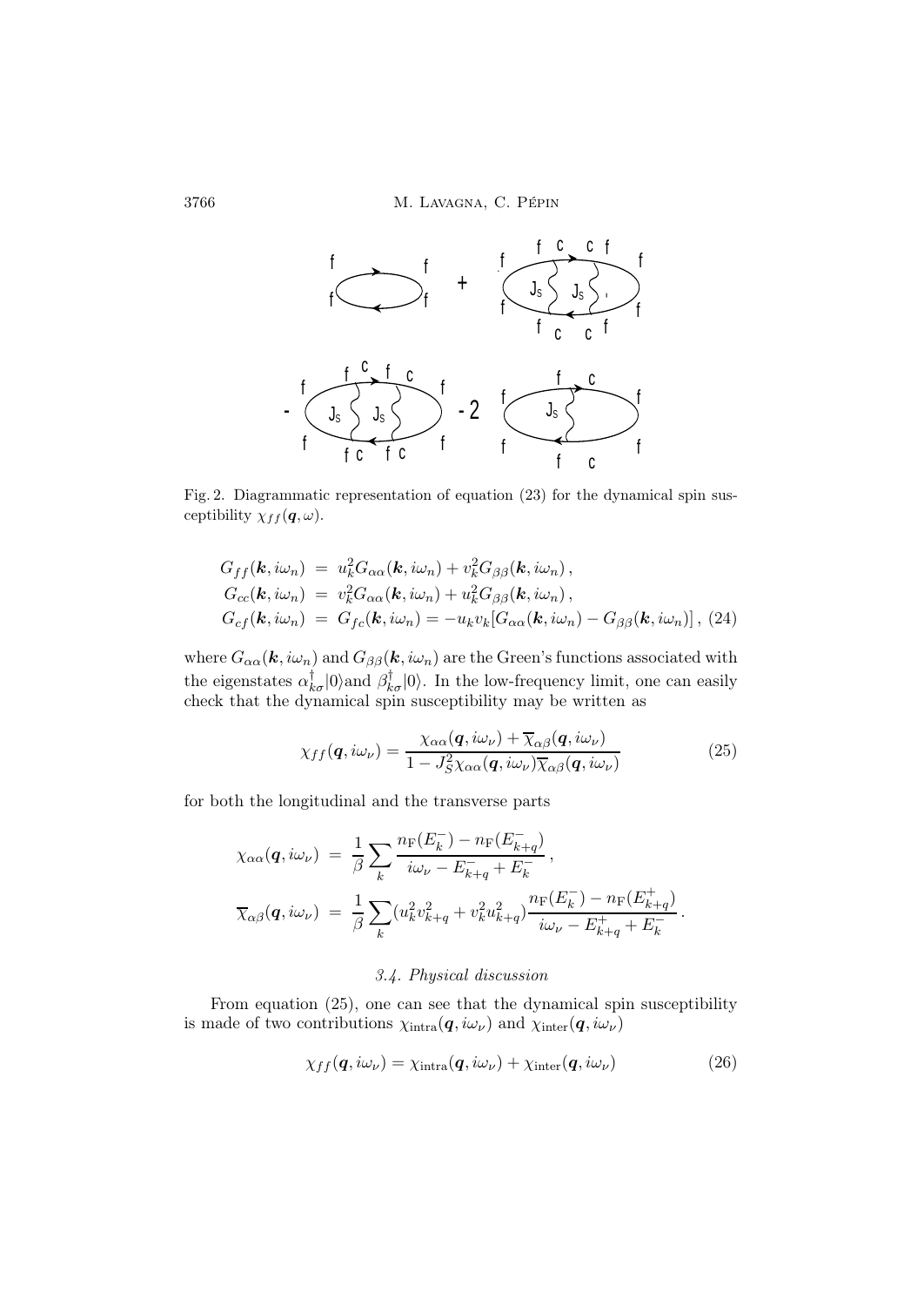Fig. 2. Diagrammatic representation of equation (23) for the dynamical spin susceptibility $\chi_{ff}(\boldsymbol{q},\omega)$.

$$
\begin{aligned}
G_{ff}(\boldsymbol{k},i\omega_n) &= u_k^2 G_{\alpha\alpha}(\boldsymbol{k},i\omega_n) + v_k^2 G_{\beta\beta}(\boldsymbol{k},i\omega_n)\,,\\
G_{cc}(\boldsymbol{k},i\omega_n) &= v_k^2 G_{\alpha\alpha}(\boldsymbol{k},i\omega_n) + u_k^2 G_{\beta\beta}(\boldsymbol{k},i\omega_n)\,,\\
G_{cf}(\boldsymbol{k},i\omega_n) &= G_{fc}(\boldsymbol{k},i\omega_n) = -u_k v_k[G_{\alpha\alpha}(\boldsymbol{k},i\omega_n) - G_{\beta\beta}(\boldsymbol{k},i\omega_n)]\,,
\end{aligned} \tag{24}
$$

where $G_{\alpha\alpha}(\boldsymbol{k},i\omega_n)$ and $G_{\beta\beta}(\boldsymbol{k},i\omega_n)$ are the Green's functions associated with the eigenstates $\alpha^\dagger_{k\sigma}|0\rangle$and $\beta^\dagger_{k\sigma}|0\rangle$. In the low-frequency limit, one can easily check that the dynamical spin susceptibility may be written as

$$
\chi_{ff}(\boldsymbol{q},i\omega_\nu) = \frac{\chi_{\alpha\alpha}(\boldsymbol{q},i\omega_\nu) + \overline{\chi}_{\alpha\beta}(\boldsymbol{q},i\omega_\nu)}{1 - J_S^2 \chi_{\alpha\alpha}(\boldsymbol{q},i\omega_\nu)\overline{\chi}_{\alpha\beta}(\boldsymbol{q},i\omega_\nu)} \tag{25}
$$

for both the longitudinal and the transverse parts

$$
\begin{aligned}
\chi_{\alpha\alpha}(\boldsymbol{q},i\omega_\nu) &= \frac{1}{\beta}\sum_k \frac{n_{\mathrm{F}}(E_k^-) - n_{\mathrm{F}}(E_{k+q}^-)}{i\omega_\nu - E_{k+q}^- + E_k^-}\,,\\
\overline{\chi}_{\alpha\beta}(\boldsymbol{q},i\omega_\nu) &= \frac{1}{\beta}\sum_k (u_k^2 v_{k+q}^2 + v_k^2 u_{k+q}^2)\frac{n_{\mathrm{F}}(E_k^-) - n_{\mathrm{F}}(E_{k+q}^+)}{i\omega_\nu - E_{k+q}^+ + E_k^-}\,.
\end{aligned}
$$

### *3.4. Physical discussion*

From equation (25), one can see that the dynamical spin susceptibility is made of two contributions $\chi_{\mathrm{intra}}(\boldsymbol{q},i\omega_\nu)$ and $\chi_{\mathrm{inter}}(\boldsymbol{q},i\omega_\nu)$

$$
\chi_{ff}(\boldsymbol{q},i\omega_\nu) = \chi_{\mathrm{intra}}(\boldsymbol{q},i\omega_\nu) + \chi_{\mathrm{inter}}(\boldsymbol{q},i\omega_\nu) \tag{26}
$$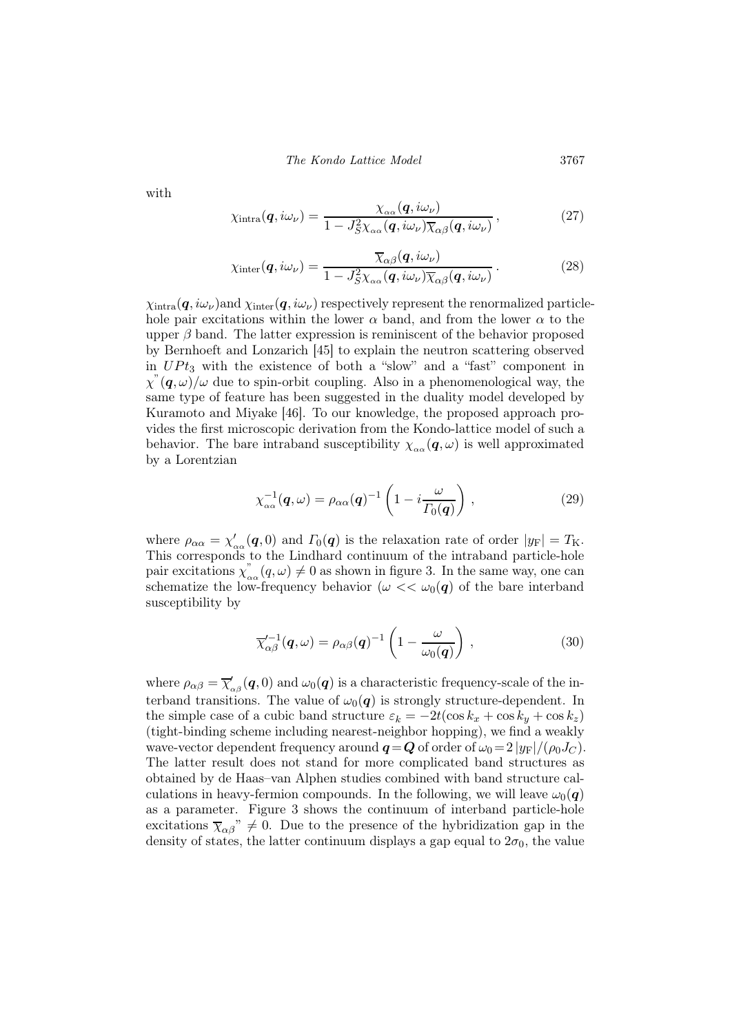with

$$\chi_{\text{intra}}(\boldsymbol{q}, i\omega_\nu) = \frac{\chi_{\alpha\alpha}(\boldsymbol{q}, i\omega_\nu)}{1 - J_S^2 \chi_{\alpha\alpha}(\boldsymbol{q}, i\omega_\nu) \overline{\chi}_{\alpha\beta}(\boldsymbol{q}, i\omega_\nu)}\,, \tag{27}$$

$$\chi_{\text{inter}}(\boldsymbol{q}, i\omega_\nu) = \frac{\overline{\chi}_{\alpha\beta}(\boldsymbol{q}, i\omega_\nu)}{1 - J_S^2 \chi_{\alpha\alpha}(\boldsymbol{q}, i\omega_\nu) \overline{\chi}_{\alpha\beta}(\boldsymbol{q}, i\omega_\nu)}\,. \tag{28}$$

$\chi_{\text{intra}}(\boldsymbol{q}, i\omega_\nu)$and $\chi_{\text{inter}}(\boldsymbol{q}, i\omega_\nu)$ respectively represent the renormalized particle-hole pair excitations within the lower $\alpha$ band, and from the lower $\alpha$ to the upper $\beta$ band. The latter expression is reminiscent of the behavior proposed by Bernhoeft and Lonzarich [45] to explain the neutron scattering observed in $UPt_3$ with the existence of both a "slow" and a "fast" component in $\chi''(\boldsymbol{q}, \omega)/\omega$ due to spin-orbit coupling. Also in a phenomenological way, the same type of feature has been suggested in the duality model developed by Kuramoto and Miyake [46]. To our knowledge, the proposed approach provides the first microscopic derivation from the Kondo-lattice model of such a behavior. The bare intraband susceptibility $\chi_{\alpha\alpha}(\boldsymbol{q}, \omega)$ is well approximated by a Lorentzian

$$\chi_{\alpha\alpha}^{-1}(\boldsymbol{q}, \omega) = \rho_{\alpha\alpha}(\boldsymbol{q})^{-1}\left(1 - i\frac{\omega}{\Gamma_0(\boldsymbol{q})}\right)\,, \tag{29}$$

where $\rho_{\alpha\alpha} = \chi'_{\alpha\alpha}(\boldsymbol{q}, 0)$ and $\Gamma_0(\boldsymbol{q})$ is the relaxation rate of order $|y_{\text{F}}| = T_{\text{K}}$. This corresponds to the Lindhard continuum of the intraband particle-hole pair excitations $\chi''_{\alpha\alpha}(q, \omega) \neq 0$ as shown in figure 3. In the same way, one can schematize the low-frequency behavior ($\omega << \omega_0(\boldsymbol{q})$ of the bare interband susceptibility by

$$\overline{\chi}'^{-1}_{\alpha\beta}(\boldsymbol{q}, \omega) = \rho_{\alpha\beta}(\boldsymbol{q})^{-1}\left(1 - \frac{\omega}{\omega_0(\boldsymbol{q})}\right)\,, \tag{30}$$

where $\rho_{\alpha\beta} = \overline{\chi}'_{\alpha\beta}(\boldsymbol{q}, 0)$ and $\omega_0(\boldsymbol{q})$ is a characteristic frequency-scale of the interband transitions. The value of $\omega_0(\boldsymbol{q})$ is strongly structure-dependent. In the simple case of a cubic band structure $\varepsilon_k = -2t(\cos k_x + \cos k_y + \cos k_z)$ (tight-binding scheme including nearest-neighbor hopping), we find a weakly wave-vector dependent frequency around $\boldsymbol{q} = \boldsymbol{Q}$ of order of $\omega_0 = 2\,|y_{\text{F}}|/(\rho_0 J_C)$. The latter result does not stand for more complicated band structures as obtained by de Haas–van Alphen studies combined with band structure calculations in heavy-fermion compounds. In the following, we will leave $\omega_0(\boldsymbol{q})$ as a parameter. Figure 3 shows the continuum of interband particle-hole excitations $\overline{\chi}_{\alpha\beta}'' \neq 0$. Due to the presence of the hybridization gap in the density of states, the latter continuum displays a gap equal to $2\sigma_0$, the value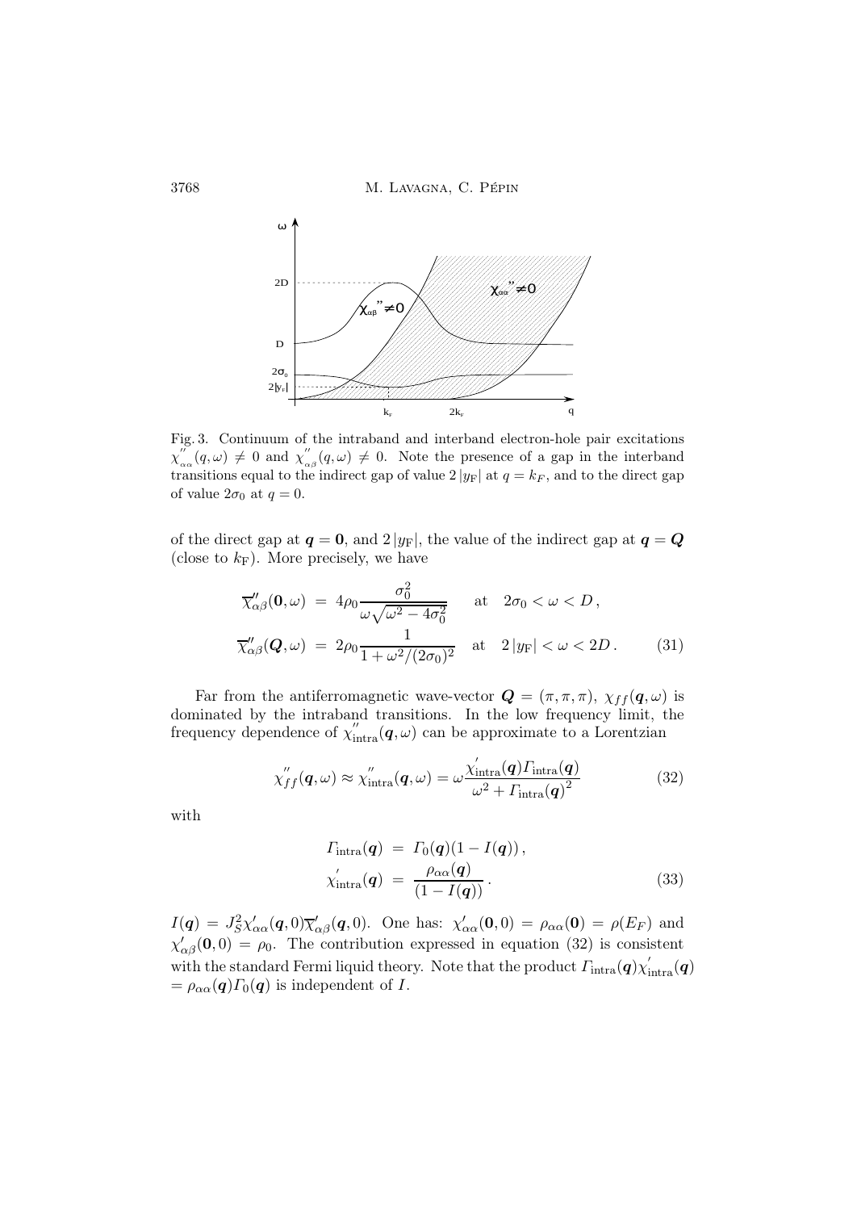Fig. 3. Continuum of the intraband and interband electron-hole pair excitations $\chi''_{\alpha\alpha}(q,\omega) \neq 0$ and $\chi''_{\alpha\beta}(q,\omega) \neq 0$. Note the presence of a gap in the interband transitions equal to the indirect gap of value $2\,|y_{\rm F}|$ at $q = k_F$, and to the direct gap of value $2\sigma_0$ at $q = 0$.

of the direct gap at $\boldsymbol{q} = \boldsymbol{0}$, and $2\,|y_{\rm F}|$, the value of the indirect gap at $\boldsymbol{q} = \boldsymbol{Q}$ (close to $k_{\rm F}$). More precisely, we have

$$
\begin{aligned}
\overline{\chi}''_{\alpha\beta}(\boldsymbol{0},\omega) &= 4\rho_0 \frac{\sigma_0^2}{\omega\sqrt{\omega^2 - 4\sigma_0^2}} \quad \text{at} \quad 2\sigma_0 < \omega < D\,, \\
\overline{\chi}''_{\alpha\beta}(\boldsymbol{Q},\omega) &= 2\rho_0 \frac{1}{1 + \omega^2/(2\sigma_0)^2} \quad \text{at} \quad 2\,|y_{\rm F}| < \omega < 2D\,.
\end{aligned} \tag{31}
$$

Far from the antiferromagnetic wave-vector $\boldsymbol{Q} = (\pi,\pi,\pi)$, $\chi_{ff}(\boldsymbol{q},\omega)$ is dominated by the intraband transitions. In the low frequency limit, the frequency dependence of $\chi''_{\rm intra}(\boldsymbol{q},\omega)$ can be approximate to a Lorentzian

$$
\chi''_{ff}(\boldsymbol{q},\omega) \approx \chi''_{\rm intra}(\boldsymbol{q},\omega) = \omega \frac{\chi'_{\rm intra}(\boldsymbol{q})\Gamma_{\rm intra}(\boldsymbol{q})}{\omega^2 + \Gamma_{\rm intra}(\boldsymbol{q})^2} \tag{32}
$$

with

$$
\begin{aligned}
\Gamma_{\rm intra}(\boldsymbol{q}) &= \Gamma_0(\boldsymbol{q})(1 - I(\boldsymbol{q}))\,, \\
\chi'_{\rm intra}(\boldsymbol{q}) &= \frac{\rho_{\alpha\alpha}(\boldsymbol{q})}{(1 - I(\boldsymbol{q}))}\,.
\end{aligned} \tag{33}
$$

$I(\boldsymbol{q}) = J_S^2 \chi'_{\alpha\alpha}(\boldsymbol{q},0)\overline{\chi}'_{\alpha\beta}(\boldsymbol{q},0)$. One has: $\chi'_{\alpha\alpha}(\boldsymbol{0},0) = \rho_{\alpha\alpha}(\boldsymbol{0}) = \rho(E_F)$ and $\chi'_{\alpha\beta}(\boldsymbol{0},0) = \rho_0$. The contribution expressed in equation (32) is consistent with the standard Fermi liquid theory. Note that the product $\Gamma_{\rm intra}(\boldsymbol{q})\chi'_{\rm intra}(\boldsymbol{q}) = \rho_{\alpha\alpha}(\boldsymbol{q})\Gamma_0(\boldsymbol{q})$ is independent of $I$.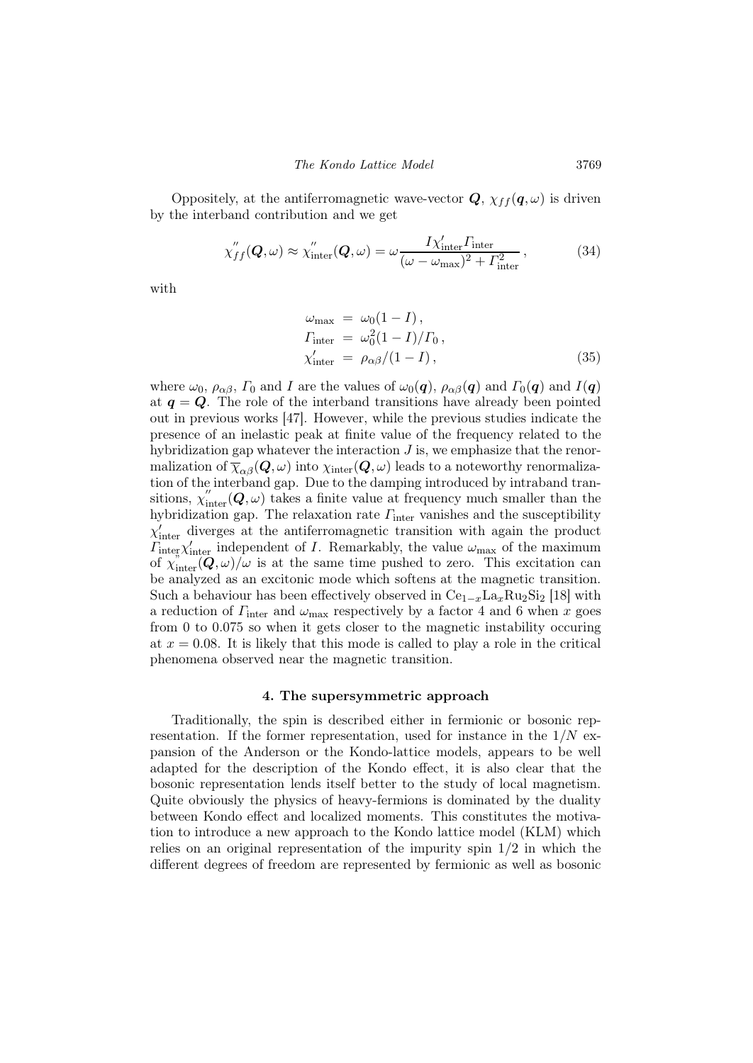Oppositely, at the antiferromagnetic wave-vector $\boldsymbol{Q}$, $\chi_{ff}(\boldsymbol{q},\omega)$ is driven by the interband contribution and we get

$$\chi^{''}_{ff}(\boldsymbol{Q},\omega) \approx \chi^{''}_{\rm inter}(\boldsymbol{Q},\omega) = \omega \frac{I\chi'_{\rm inter}\Gamma_{\rm inter}}{(\omega-\omega_{\max})^2+\Gamma^2_{\rm inter}}\,, \tag{34}$$

with

$$\begin{aligned}
\omega_{\max} &= \omega_0(1-I)\,,\\
\Gamma_{\rm inter} &= \omega_0^2(1-I)/\Gamma_0\,,\\
\chi'_{\rm inter} &= \rho_{\alpha\beta}/(1-I)\,,
\end{aligned} \tag{35}$$

where $\omega_0$, $\rho_{\alpha\beta}$, $\Gamma_0$ and $I$ are the values of $\omega_0(\boldsymbol{q})$, $\rho_{\alpha\beta}(\boldsymbol{q})$ and $\Gamma_0(\boldsymbol{q})$ and $I(\boldsymbol{q})$ at $\boldsymbol{q}=\boldsymbol{Q}$. The role of the interband transitions have already been pointed out in previous works [47]. However, while the previous studies indicate the presence of an inelastic peak at finite value of the frequency related to the hybridization gap whatever the interaction $J$ is, we emphasize that the renormalization of $\overline{\chi}_{\alpha\beta}(\boldsymbol{Q},\omega)$ into $\chi_{\rm inter}(\boldsymbol{Q},\omega)$ leads to a noteworthy renormalization of the interband gap. Due to the damping introduced by intraband transitions, $\chi^{''}_{\rm inter}(\boldsymbol{Q},\omega)$ takes a finite value at frequency much smaller than the hybridization gap. The relaxation rate $\Gamma_{\rm inter}$ vanishes and the susceptibility $\chi'_{\rm inter}$ diverges at the antiferromagnetic transition with again the product $\Gamma_{\rm inter}\chi'_{\rm inter}$ independent of $I$. Remarkably, the value $\omega_{\max}$ of the maximum of $\chi^{''}_{\rm inter}(\boldsymbol{Q},\omega)/\omega$ is at the same time pushed to zero. This excitation can be analyzed as an excitonic mode which softens at the magnetic transition. Such a behaviour has been effectively observed in $Ce_{1-x}La_xRu_2Si_2$ [18] with a reduction of $\Gamma_{\rm inter}$ and $\omega_{\max}$ respectively by a factor 4 and 6 when $x$ goes from 0 to 0.075 so when it gets closer to the magnetic instability occuring at $x=0.08$. It is likely that this mode is called to play a role in the critical phenomena observed near the magnetic transition.

## 4. The supersymmetric approach

Traditionally, the spin is described either in fermionic or bosonic representation. If the former representation, used for instance in the $1/N$ expansion of the Anderson or the Kondo-lattice models, appears to be well adapted for the description of the Kondo effect, it is also clear that the bosonic representation lends itself better to the study of local magnetism. Quite obviously the physics of heavy-fermions is dominated by the duality between Kondo effect and localized moments. This constitutes the motivation to introduce a new approach to the Kondo lattice model (KLM) which relies on an original representation of the impurity spin 1/2 in which the different degrees of freedom are represented by fermionic as well as bosonic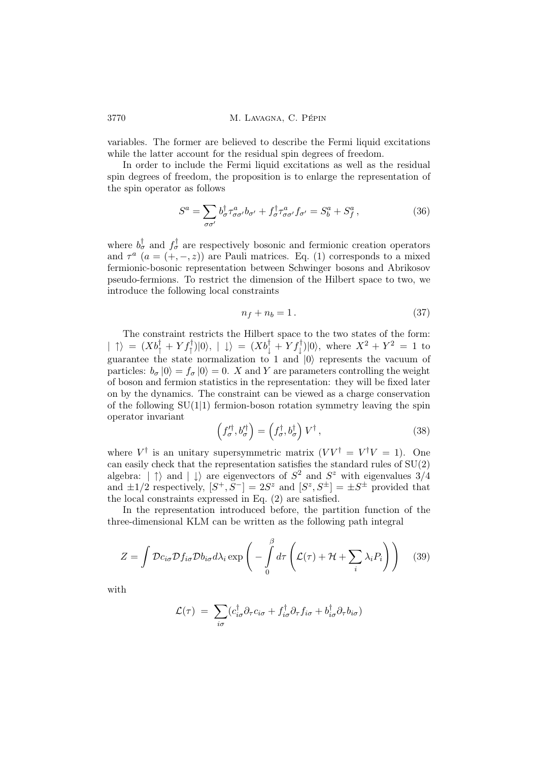variables. The former are believed to describe the Fermi liquid excitations while the latter account for the residual spin degrees of freedom.

In order to include the Fermi liquid excitations as well as the residual spin degrees of freedom, the proposition is to enlarge the representation of the spin operator as follows

$$S^a = \sum_{\sigma\sigma'} b^\dagger_\sigma \tau^a_{\sigma\sigma'} b_{\sigma'} + f^\dagger_\sigma \tau^a_{\sigma\sigma'} f_{\sigma'} = S^a_b + S^a_f \,, \tag{36}$$

where $b^\dagger_\sigma$ and $f^\dagger_\sigma$ are respectively bosonic and fermionic creation operators and $\tau^a$ ($a = (+,-,z)$) are Pauli matrices. Eq. (1) corresponds to a mixed fermionic-bosonic representation between Schwinger bosons and Abrikosov pseudo-fermions. To restrict the dimension of the Hilbert space to two, we introduce the following local constraints

$$n_f + n_b = 1 \,. \tag{37}$$

The constraint restricts the Hilbert space to the two states of the form: $|\uparrow\rangle = (X b^\dagger_\uparrow + Y f^\dagger_\uparrow)|0\rangle$, $|\downarrow\rangle = (X b^\dagger_\downarrow + Y f^\dagger_\downarrow)|0\rangle$, where $X^2 + Y^2 = 1$ to guarantee the state normalization to 1 and $|0\rangle$ represents the vacuum of particles: $b_\sigma |0\rangle = f_\sigma |0\rangle = 0$. $X$ and $Y$ are parameters controlling the weight of boson and fermion statistics in the representation: they will be fixed later on by the dynamics. The constraint can be viewed as a charge conservation of the following SU(1|1) fermion-boson rotation symmetry leaving the spin operator invariant

$$\left(f'^\dagger_\sigma, b'^\dagger_\sigma\right) = \left(f^\dagger_\sigma, b^\dagger_\sigma\right) V^\dagger \,, \tag{38}$$

where $V^\dagger$ is an unitary supersymmetric matrix ($VV^\dagger = V^\dagger V = 1$). One can easily check that the representation satisfies the standard rules of SU(2) algebra: $|\uparrow\rangle$ and $|\downarrow\rangle$ are eigenvectors of $S^2$ and $S^z$ with eigenvalues $3/4$ and $\pm 1/2$ respectively, $[S^+, S^-] = 2S^z$ and $[S^z, S^\pm] = \pm S^\pm$ provided that the local constraints expressed in Eq. (2) are satisfied.

In the representation introduced before, the partition function of the three-dimensional KLM can be written as the following path integral

$$Z = \int \mathcal{D}c_{i\sigma} \mathcal{D}f_{i\sigma} \mathcal{D}b_{i\sigma} d\lambda_i \exp\left( -\int_0^\beta d\tau \left( \mathcal{L}(\tau) + \mathcal{H} + \sum_i \lambda_i P_i \right) \right) \tag{39}$$

with

$$\mathcal{L}(\tau) \;=\; \sum_{i\sigma} (c^\dagger_{i\sigma} \partial_\tau c_{i\sigma} + f^\dagger_{i\sigma} \partial_\tau f_{i\sigma} + b^\dagger_{i\sigma} \partial_\tau b_{i\sigma})$$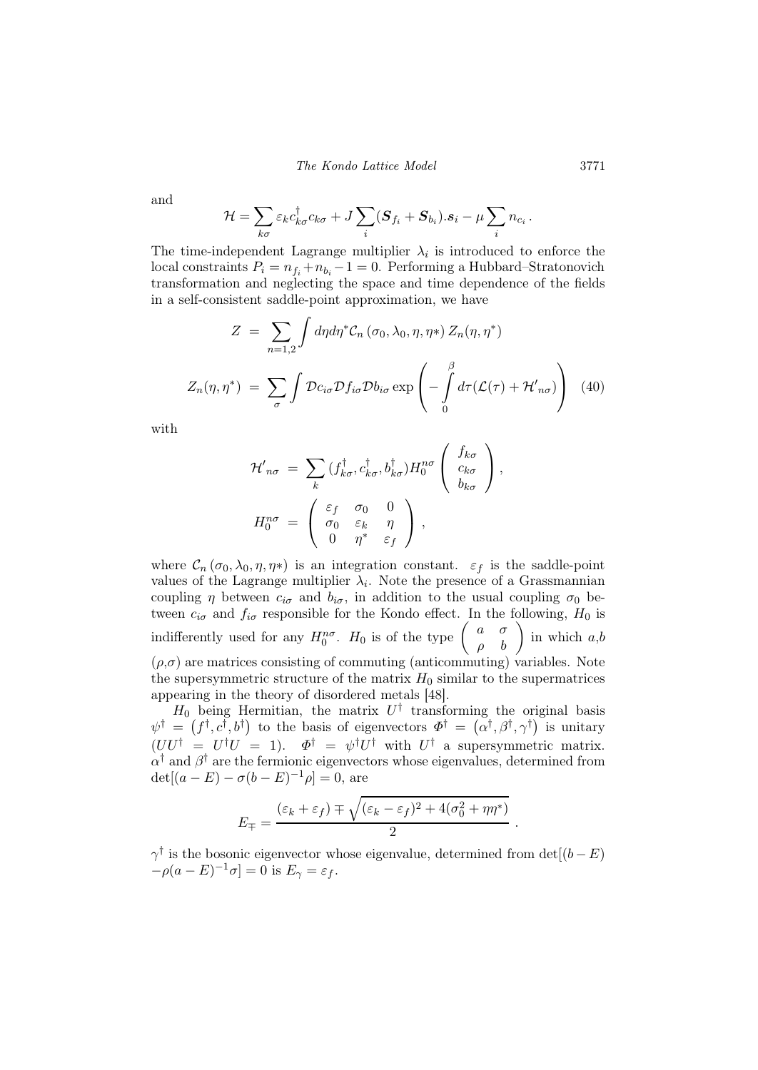and

$$\mathcal{H} = \sum_{k\sigma} \varepsilon_k c^\dagger_{k\sigma} c_{k\sigma} + J \sum_i (\boldsymbol{S}_{f_i} + \boldsymbol{S}_{b_i}).\boldsymbol{s}_i - \mu \sum_i n_{c_i} \, .$$

The time-independent Lagrange multiplier $\lambda_i$ is introduced to enforce the local constraints $P_i = n_{f_i} + n_{b_i} - 1 = 0$. Performing a Hubbard–Stratonovich transformation and neglecting the space and time dependence of the fields in a self-consistent saddle-point approximation, we have

$$\begin{aligned} Z &= \sum_{n=1,2} \int d\eta d\eta^* \mathcal{C}_n \left(\sigma_0, \lambda_0, \eta, \eta *\right) Z_n(\eta, \eta^*) \\ Z_n(\eta, \eta^*) &= \sum_\sigma \int \mathcal{D}c_{i\sigma} \mathcal{D}f_{i\sigma} \mathcal{D}b_{i\sigma} \exp\left( - \int_0^\beta d\tau (\mathcal{L}(\tau) + \mathcal{H'}_{n\sigma}) \right) \end{aligned} \quad (40)$$

with

$$\begin{aligned} \mathcal{H'}_{n\sigma} &= \sum_k (f^\dagger_{k\sigma}, c^\dagger_{k\sigma}, b^\dagger_{k\sigma}) H_0^{n\sigma} \begin{pmatrix} f_{k\sigma} \\ c_{k\sigma} \\ b_{k\sigma} \end{pmatrix} , \\ H_0^{n\sigma} &= \begin{pmatrix} \varepsilon_f & \sigma_0 & 0 \\ \sigma_0 & \varepsilon_k & \eta \\ 0 & \eta^* & \varepsilon_f \end{pmatrix} , \end{aligned}$$

where $\mathcal{C}_n \left(\sigma_0, \lambda_0, \eta, \eta *\right)$ is an integration constant. $\varepsilon_f$ is the saddle-point values of the Lagrange multiplier $\lambda_i$. Note the presence of a Grassmannian coupling $\eta$ between $c_{i\sigma}$ and $b_{i\sigma}$, in addition to the usual coupling $\sigma_0$ between $c_{i\sigma}$ and $f_{i\sigma}$ responsible for the Kondo effect. In the following, $H_0$ is indifferently used for any $H_0^{n\sigma}$. $H_0$ is of the type $\begin{pmatrix} a & \sigma \\ \rho & b \end{pmatrix}$ in which $a$,$b$ ($\rho$,$\sigma$) are matrices consisting of commuting (anticommuting) variables. Note the supersymmetric structure of the matrix $H_0$ similar to the supermatrices appearing in the theory of disordered metals [48].

$H_0$ being Hermitian, the matrix $U^\dagger$ transforming the original basis $\psi^\dagger = \left(f^\dagger, c^\dagger, b^\dagger\right)$ to the basis of eigenvectors $\Phi^\dagger = \left(\alpha^\dagger, \beta^\dagger, \gamma^\dagger\right)$ is unitary ($UU^\dagger = U^\dagger U = 1$). $\Phi^\dagger = \psi^\dagger U^\dagger$ with $U^\dagger$ a supersymmetric matrix. $\alpha^\dagger$ and $\beta^\dagger$ are the fermionic eigenvectors whose eigenvalues, determined from $\det[(a-E) - \sigma(b-E)^{-1}\rho] = 0$, are

$$E_\mp = \frac{(\varepsilon_k + \varepsilon_f) \mp \sqrt{(\varepsilon_k - \varepsilon_f)^2 + 4(\sigma_0^2 + \eta\eta^*)}}{2} \, .$$

$\gamma^\dagger$ is the bosonic eigenvector whose eigenvalue, determined from $\det[(b-E) -\rho(a-E)^{-1}\sigma] = 0$ is $E_\gamma = \varepsilon_f$.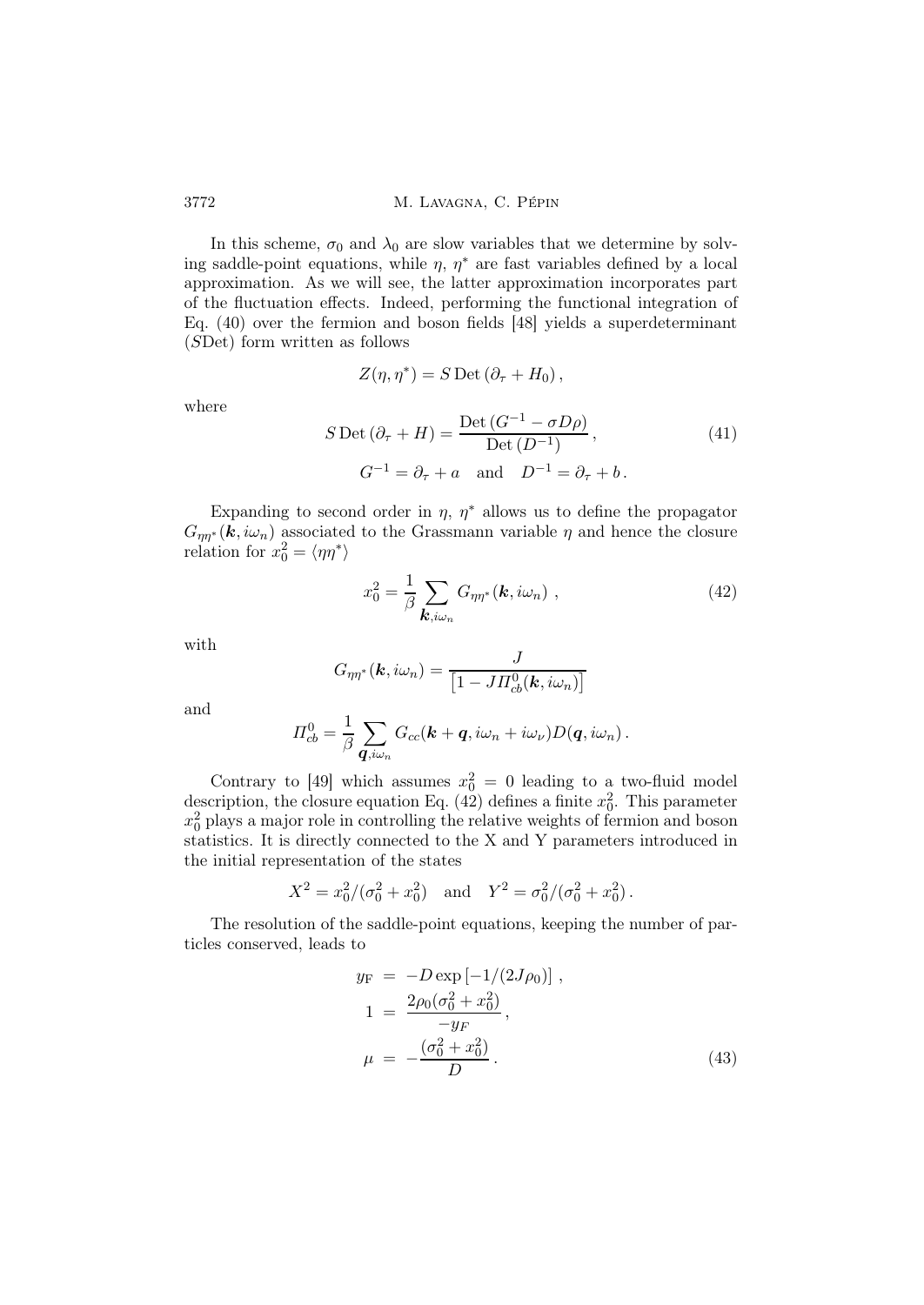In this scheme, $\sigma_0$ and $\lambda_0$ are slow variables that we determine by solving saddle-point equations, while $\eta$, $\eta^*$ are fast variables defined by a local approximation. As we will see, the latter approximation incorporates part of the fluctuation effects. Indeed, performing the functional integration of Eq. (40) over the fermion and boson fields [48] yields a superdeterminant ($S$Det) form written as follows

$$Z(\eta, \eta^*) = S\,\mathrm{Det}\,(\partial_\tau + H_0)\,,$$

where

$$S\,\mathrm{Det}\,(\partial_\tau + H) = \frac{\mathrm{Det}\,(G^{-1} - \sigma D \rho)}{\mathrm{Det}\,(D^{-1})}\,, \tag{41}$$
$$G^{-1} = \partial_\tau + a \quad \text{and} \quad D^{-1} = \partial_\tau + b\,.$$

Expanding to second order in $\eta$, $\eta^*$ allows us to define the propagator $G_{\eta\eta^*}(\boldsymbol{k}, i\omega_n)$ associated to the Grassmann variable $\eta$ and hence the closure relation for $x_0^2 = \langle \eta\eta^* \rangle$

$$x_0^2 = \frac{1}{\beta} \sum_{\boldsymbol{k}, i\omega_n} G_{\eta\eta^*}(\boldsymbol{k}, i\omega_n)\,, \tag{42}$$

with

$$G_{\eta\eta^*}(\boldsymbol{k}, i\omega_n) = \frac{J}{\left[1 - J\Pi^0_{cb}(\boldsymbol{k}, i\omega_n)\right]}$$

and

$$\Pi^0_{cb} = \frac{1}{\beta} \sum_{\boldsymbol{q}, i\omega_n} G_{cc}(\boldsymbol{k} + \boldsymbol{q}, i\omega_n + i\omega_\nu) D(\boldsymbol{q}, i\omega_n)\,.$$

Contrary to [49] which assumes $x_0^2 = 0$ leading to a two-fluid model description, the closure equation Eq. (42) defines a finite $x_0^2$. This parameter $x_0^2$ plays a major role in controlling the relative weights of fermion and boson statistics. It is directly connected to the X and Y parameters introduced in the initial representation of the states

$$X^2 = x_0^2/(\sigma_0^2 + x_0^2) \quad \text{and} \quad Y^2 = \sigma_0^2/(\sigma_0^2 + x_0^2)\,.$$

The resolution of the saddle-point equations, keeping the number of particles conserved, leads to

$$\begin{aligned}
y_{\mathrm{F}} &= -D \exp\left[-1/(2J\rho_0)\right]\,, \\
1 &= \frac{2\rho_0(\sigma_0^2 + x_0^2)}{-y_F}\,, \\
\mu &= -\frac{(\sigma_0^2 + x_0^2)}{D}\,.
\end{aligned} \tag{43}$$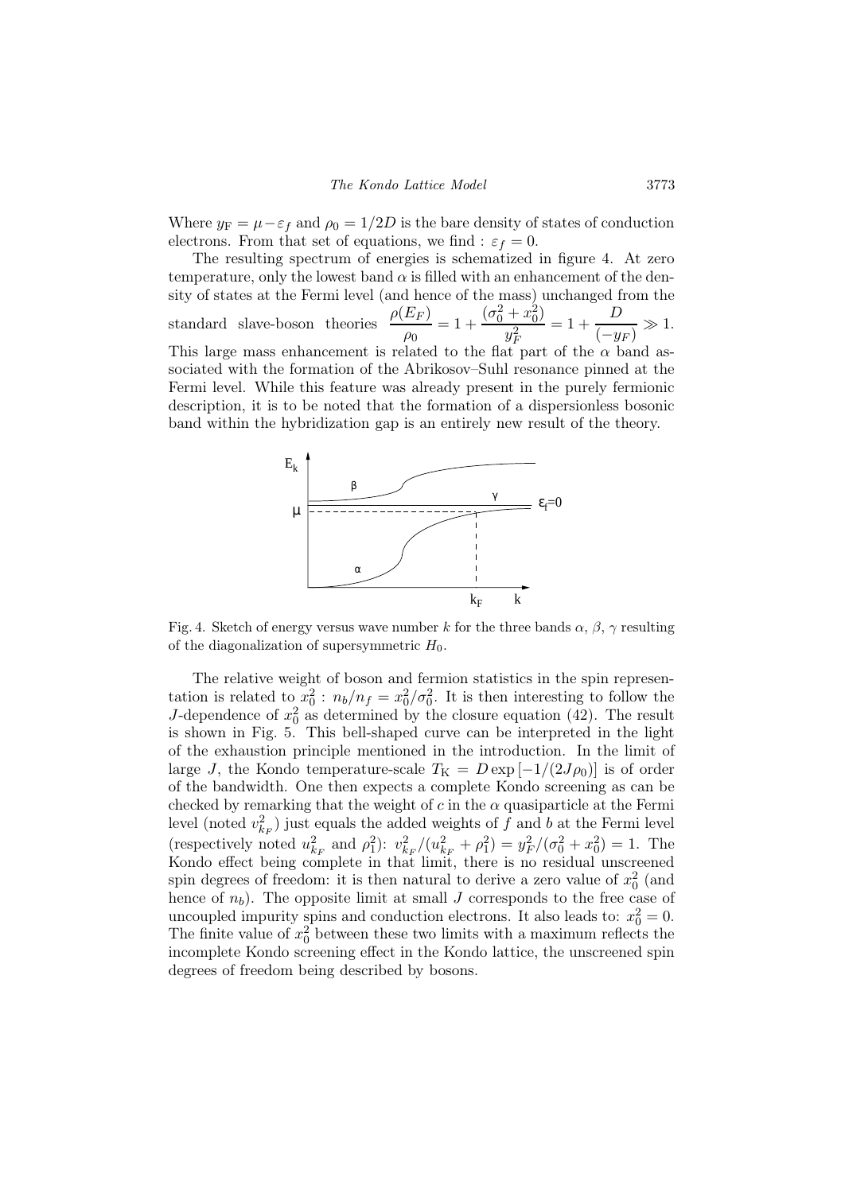Where $y_F = \mu - \varepsilon_f$ and $\rho_0 = 1/2D$ is the bare density of states of conduction electrons. From that set of equations, we find : $\varepsilon_f = 0$.

The resulting spectrum of energies is schematized in figure 4. At zero temperature, only the lowest band $\alpha$ is filled with an enhancement of the density of states at the Fermi level (and hence of the mass) unchanged from the standard slave-boson theories $\dfrac{\rho(E_F)}{\rho_0} = 1 + \dfrac{(\sigma_0^2 + x_0^2)}{y_F^2} = 1 + \dfrac{D}{(-y_F)} \gg 1$. This large mass enhancement is related to the flat part of the $\alpha$ band associated with the formation of the Abrikosov–Suhl resonance pinned at the Fermi level. While this feature was already present in the purely fermionic description, it is to be noted that the formation of a dispersionless bosonic band within the hybridization gap is an entirely new result of the theory.

Fig. 4. Sketch of energy versus wave number $k$ for the three bands $\alpha$, $\beta$, $\gamma$ resulting of the diagonalization of supersymmetric $H_0$.

The relative weight of boson and fermion statistics in the spin representation is related to $x_0^2$ : $n_b/n_f = x_0^2/\sigma_0^2$. It is then interesting to follow the $J$-dependence of $x_0^2$ as determined by the closure equation (42). The result is shown in Fig. 5. This bell-shaped curve can be interpreted in the light of the exhaustion principle mentioned in the introduction. In the limit of large $J$, the Kondo temperature-scale $T_K = D \exp\left[-1/(2J\rho_0)\right]$ is of order of the bandwidth. One then expects a complete Kondo screening as can be checked by remarking that the weight of $c$ in the $\alpha$ quasiparticle at the Fermi level (noted $v_{k_F}^2$) just equals the added weights of $f$ and $b$ at the Fermi level (respectively noted $u_{k_F}^2$ and $\rho_1^2$): $v_{k_F}^2/(u_{k_F}^2 + \rho_1^2) = y_F^2/(\sigma_0^2 + x_0^2) = 1$. The Kondo effect being complete in that limit, there is no residual unscreened spin degrees of freedom: it is then natural to derive a zero value of $x_0^2$ (and hence of $n_b$). The opposite limit at small $J$ corresponds to the free case of uncoupled impurity spins and conduction electrons. It also leads to: $x_0^2 = 0$. The finite value of $x_0^2$ between these two limits with a maximum reflects the incomplete Kondo screening effect in the Kondo lattice, the unscreened spin degrees of freedom being described by bosons.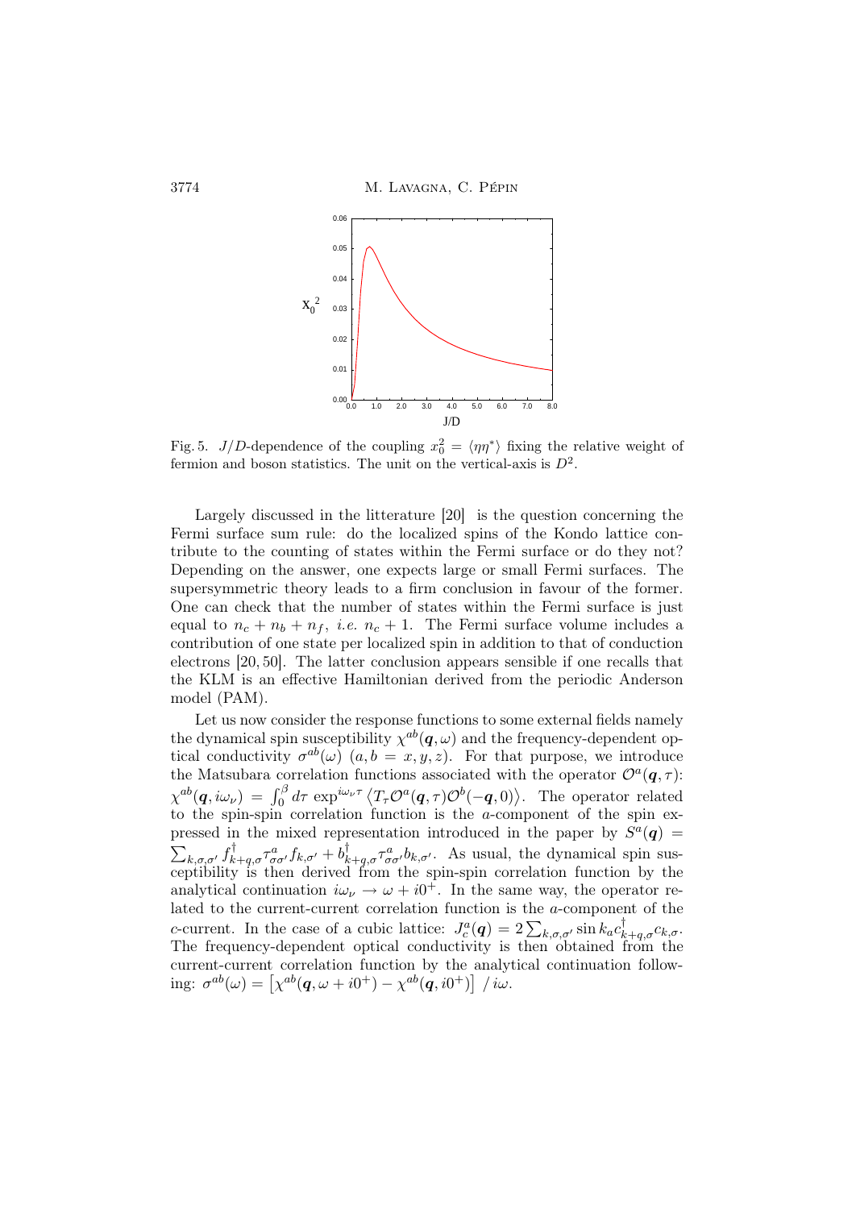Fig. 5. $J/D$-dependence of the coupling $x_0^2 = \langle \eta\eta^* \rangle$ fixing the relative weight of fermion and boson statistics. The unit on the vertical-axis is $D^2$.

Largely discussed in the litterature [20] is the question concerning the Fermi surface sum rule: do the localized spins of the Kondo lattice contribute to the counting of states within the Fermi surface or do they not? Depending on the answer, one expects large or small Fermi surfaces. The supersymmetric theory leads to a firm conclusion in favour of the former. One can check that the number of states within the Fermi surface is just equal to $n_c + n_b + n_f$, *i.e.* $n_c + 1$. The Fermi surface volume includes a contribution of one state per localized spin in addition to that of conduction electrons [20, 50]. The latter conclusion appears sensible if one recalls that the KLM is an effective Hamiltonian derived from the periodic Anderson model (PAM).

Let us now consider the response functions to some external fields namely the dynamical spin susceptibility $\chi^{ab}(\boldsymbol{q}, \omega)$ and the frequency-dependent optical conductivity $\sigma^{ab}(\omega)$ $(a, b = x, y, z)$. For that purpose, we introduce the Matsubara correlation functions associated with the operator $\mathcal{O}^a(\boldsymbol{q}, \tau)$: $\chi^{ab}(\boldsymbol{q}, i\omega_\nu) = \int_0^\beta d\tau \exp^{i\omega_\nu \tau} \left\langle T_\tau \mathcal{O}^a(\boldsymbol{q}, \tau) \mathcal{O}^b(-\boldsymbol{q}, 0) \right\rangle$. The operator related to the spin-spin correlation function is the $a$-component of the spin expressed in the mixed representation introduced in the paper by $S^a(\boldsymbol{q}) = \sum_{k,\sigma,\sigma'} f^\dagger_{k+q,\sigma} \tau^a_{\sigma\sigma'} f_{k,\sigma'} + b^\dagger_{k+q,\sigma} \tau^a_{\sigma\sigma'} b_{k,\sigma'}$. As usual, the dynamical spin susceptibility is then derived from the spin-spin correlation function by the analytical continuation $i\omega_\nu \to \omega + i0^+$. In the same way, the operator related to the current-current correlation function is the $a$-component of the $c$-current. In the case of a cubic lattice: $J^a_c(\boldsymbol{q}) = 2 \sum_{k,\sigma,\sigma'} \sin k_a c^\dagger_{k+q,\sigma} c_{k,\sigma}$. The frequency-dependent optical conductivity is then obtained from the current-current correlation function by the analytical continuation following: $\sigma^{ab}(\omega) = \left[ \chi^{ab}(\boldsymbol{q}, \omega + i0^+) - \chi^{ab}(\boldsymbol{q}, i0^+) \right] / i\omega$.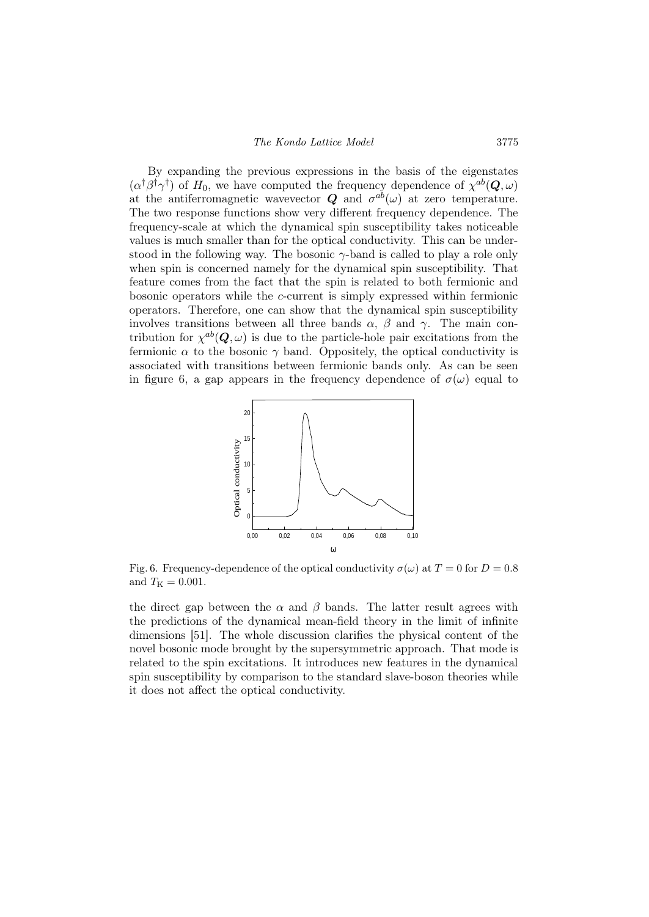By expanding the previous expressions in the basis of the eigenstates $(\alpha^\dagger \beta^\dagger \gamma^\dagger)$ of $H_0$, we have computed the frequency dependence of $\chi^{ab}(\boldsymbol{Q}, \omega)$ at the antiferromagnetic wavevector $\boldsymbol{Q}$ and $\sigma^{ab}(\omega)$ at zero temperature. The two response functions show very different frequency dependence. The frequency-scale at which the dynamical spin susceptibility takes noticeable values is much smaller than for the optical conductivity. This can be understood in the following way. The bosonic $\gamma$-band is called to play a role only when spin is concerned namely for the dynamical spin susceptibility. That feature comes from the fact that the spin is related to both fermionic and bosonic operators while the $c$-current is simply expressed within fermionic operators. Therefore, one can show that the dynamical spin susceptibility involves transitions between all three bands $\alpha$, $\beta$ and $\gamma$. The main contribution for $\chi^{ab}(\boldsymbol{Q}, \omega)$ is due to the particle-hole pair excitations from the fermionic $\alpha$ to the bosonic $\gamma$ band. Oppositely, the optical conductivity is associated with transitions between fermionic bands only. As can be seen in figure 6, a gap appears in the frequency dependence of $\sigma(\omega)$ equal to

Fig. 6. Frequency-dependence of the optical conductivity $\sigma(\omega)$ at $T = 0$ for $D = 0.8$ and $T_{\rm K} = 0.001$.

the direct gap between the $\alpha$ and $\beta$ bands. The latter result agrees with the predictions of the dynamical mean-field theory in the limit of infinite dimensions [51]. The whole discussion clarifies the physical content of the novel bosonic mode brought by the supersymmetric approach. That mode is related to the spin excitations. It introduces new features in the dynamical spin susceptibility by comparison to the standard slave-boson theories while it does not affect the optical conductivity.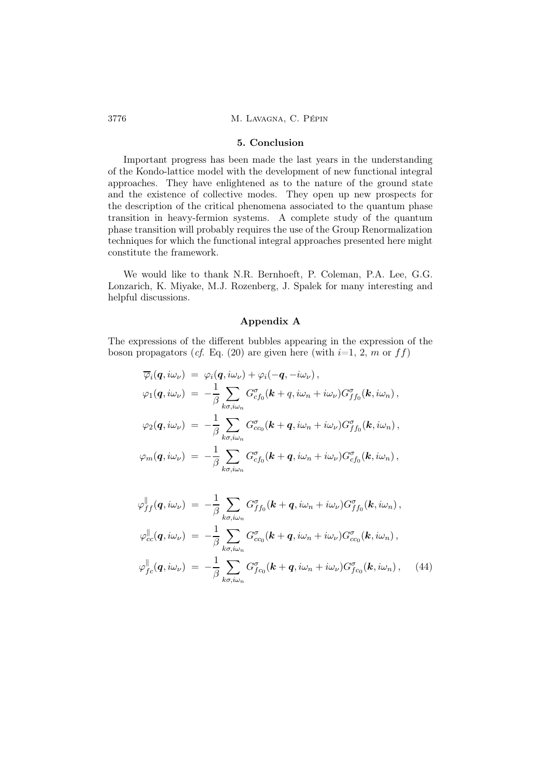## 5. Conclusion

Important progress has been made the last years in the understanding of the Kondo-lattice model with the development of new functional integral approaches. They have enlightened as to the nature of the ground state and the existence of collective modes. They open up new prospects for the description of the critical phenomena associated to the quantum phase transition in heavy-fermion systems. A complete study of the quantum phase transition will probably requires the use of the Group Renormalization techniques for which the functional integral approaches presented here might constitute the framework.

We would like to thank N.R. Bernhoeft, P. Coleman, P.A. Lee, G.G. Lonzarich, K. Miyake, M.J. Rozenberg, J. Spalek for many interesting and helpful discussions.

## Appendix A

The expressions of the different bubbles appearing in the expression of the boson propagators (*cf.* Eq. (20) are given here (with $i$=1, 2, $m$ or $ff$)

$$
\begin{aligned}
\overline{\varphi}_i(\boldsymbol{q}, i\omega_\nu) &= \varphi_i(\boldsymbol{q}, i\omega_\nu) + \varphi_i(-\boldsymbol{q}, -i\omega_\nu)\,, \\
\varphi_1(\boldsymbol{q}, i\omega_\nu) &= -\frac{1}{\beta} \sum_{k\sigma, i\omega_n} G^{\sigma}_{cf_0}(\boldsymbol{k}+q, i\omega_n + i\omega_\nu) G^{\sigma}_{ff_0}(\boldsymbol{k}, i\omega_n)\,, \\
\varphi_2(\boldsymbol{q}, i\omega_\nu) &= -\frac{1}{\beta} \sum_{k\sigma, i\omega_n} G^{\sigma}_{cc_0}(\boldsymbol{k}+\boldsymbol{q}, i\omega_n + i\omega_\nu) G^{\sigma}_{ff_0}(\boldsymbol{k}, i\omega_n)\,, \\
\varphi_m(\boldsymbol{q}, i\omega_\nu) &= -\frac{1}{\beta} \sum_{k\sigma, i\omega_n} G^{\sigma}_{cf_0}(\boldsymbol{k}+\boldsymbol{q}, i\omega_n + i\omega_\nu) G^{\sigma}_{cf_0}(\boldsymbol{k}, i\omega_n)\,,
\end{aligned}
$$

$$
\begin{aligned}
\varphi^{\parallel}_{ff}(\boldsymbol{q}, i\omega_\nu) &= -\frac{1}{\beta} \sum_{k\sigma, i\omega_n} G^{\sigma}_{ff_0}(\boldsymbol{k}+\boldsymbol{q}, i\omega_n + i\omega_\nu) G^{\sigma}_{ff_0}(\boldsymbol{k}, i\omega_n)\,, \\
\varphi^{\parallel}_{cc}(\boldsymbol{q}, i\omega_\nu) &= -\frac{1}{\beta} \sum_{k\sigma, i\omega_n} G^{\sigma}_{cc_0}(\boldsymbol{k}+\boldsymbol{q}, i\omega_n + i\omega_\nu) G^{\sigma}_{cc_0}(\boldsymbol{k}, i\omega_n)\,, \\
\varphi^{\parallel}_{fc}(\boldsymbol{q}, i\omega_\nu) &= -\frac{1}{\beta} \sum_{k\sigma, i\omega_n} G^{\sigma}_{fc_0}(\boldsymbol{k}+\boldsymbol{q}, i\omega_n + i\omega_\nu) G^{\sigma}_{fc_0}(\boldsymbol{k}, i\omega_n)\,, \qquad (44)
\end{aligned}
$$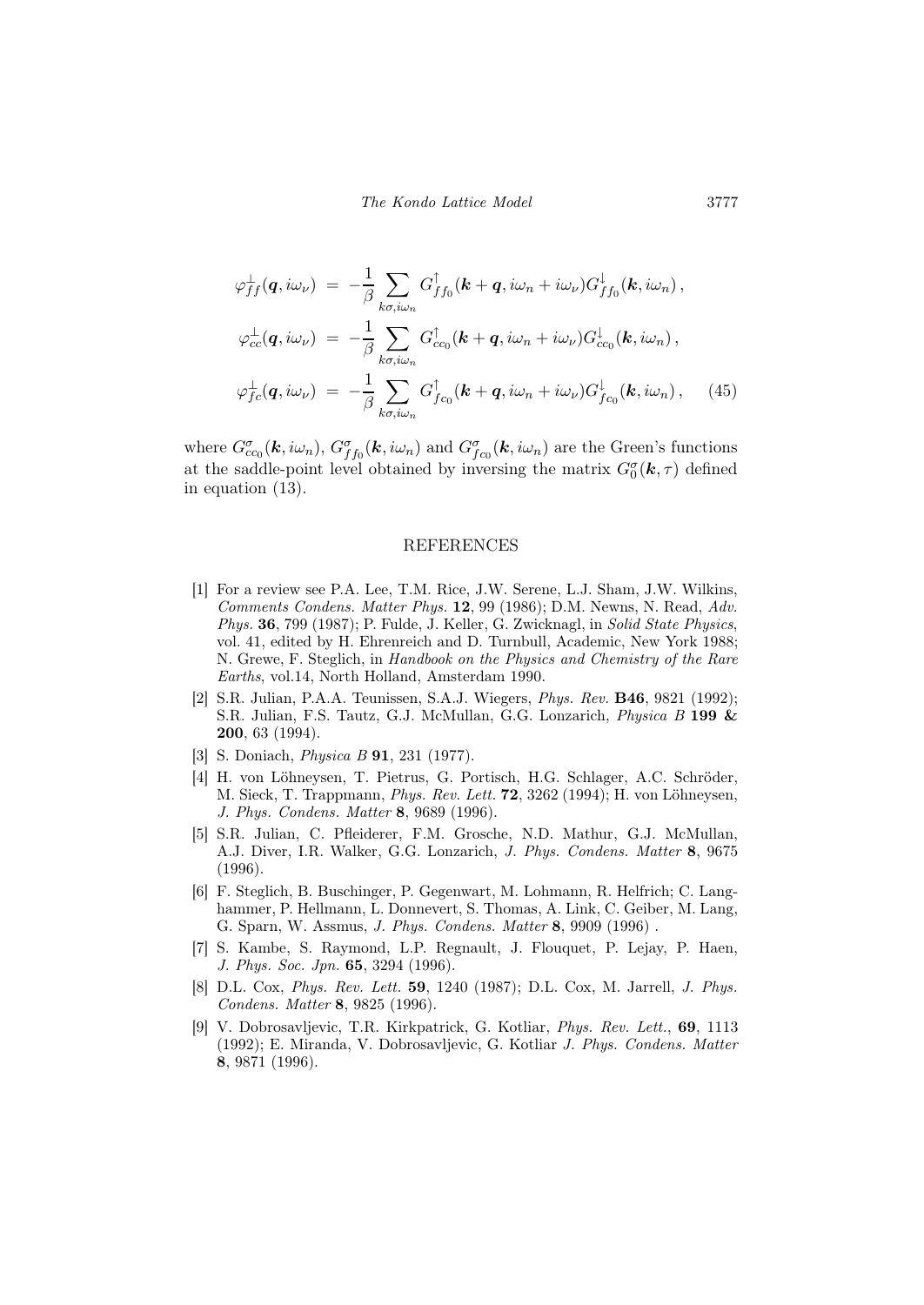$$
\begin{aligned}
\varphi^{\perp}_{ff}(\boldsymbol{q}, i\omega_\nu) &= -\frac{1}{\beta}\sum_{k\sigma, i\omega_n} G^{\uparrow}_{ff_0}(\boldsymbol{k}+\boldsymbol{q}, i\omega_n + i\omega_\nu) G^{\downarrow}_{ff_0}(\boldsymbol{k}, i\omega_n)\,, \\
\varphi^{\perp}_{cc}(\boldsymbol{q}, i\omega_\nu) &= -\frac{1}{\beta}\sum_{k\sigma, i\omega_n} G^{\uparrow}_{cc_0}(\boldsymbol{k}+\boldsymbol{q}, i\omega_n + i\omega_\nu) G^{\downarrow}_{cc_0}(\boldsymbol{k}, i\omega_n)\,, \\
\varphi^{\perp}_{fc}(\boldsymbol{q}, i\omega_\nu) &= -\frac{1}{\beta}\sum_{k\sigma, i\omega_n} G^{\uparrow}_{fc_0}(\boldsymbol{k}+\boldsymbol{q}, i\omega_n + i\omega_\nu) G^{\downarrow}_{fc_0}(\boldsymbol{k}, i\omega_n)\,, \qquad (45)
\end{aligned}
$$

where $G^{\sigma}_{cc_0}(\boldsymbol{k}, i\omega_n)$, $G^{\sigma}_{ff_0}(\boldsymbol{k}, i\omega_n)$ and $G^{\sigma}_{fc_0}(\boldsymbol{k}, i\omega_n)$ are the Green's functions at the saddle-point level obtained by inversing the matrix $G^{\sigma}_0(\boldsymbol{k}, \tau)$ defined in equation (13).

## REFERENCES

[1] For a review see P.A. Lee, T.M. Rice, J.W. Serene, L.J. Sham, J.W. Wilkins, *Comments Condens. Matter Phys.* **12**, 99 (1986); D.M. Newns, N. Read, *Adv. Phys.* **36**, 799 (1987); P. Fulde, J. Keller, G. Zwicknagl, in *Solid State Physics*, vol. 41, edited by H. Ehrenreich and D. Turnbull, Academic, New York 1988; N. Grewe, F. Steglich, in *Handbook on the Physics and Chemistry of the Rare Earths*, vol.14, North Holland, Amsterdam 1990.

[2] S.R. Julian, P.A.A. Teunissen, S.A.J. Wiegers, *Phys. Rev.* **B46**, 9821 (1992); S.R. Julian, F.S. Tautz, G.J. McMullan, G.G. Lonzarich, *Physica B* **199 & 200**, 63 (1994).

[3] S. Doniach, *Physica B* **91**, 231 (1977).

[4] H. von Löhneysen, T. Pietrus, G. Portisch, H.G. Schlager, A.C. Schröder, M. Sieck, T. Trappmann, *Phys. Rev. Lett.* **72**, 3262 (1994); H. von Löhneysen, *J. Phys. Condens. Matter* **8**, 9689 (1996).

[5] S.R. Julian, C. Pfleiderer, F.M. Grosche, N.D. Mathur, G.J. McMullan, A.J. Diver, I.R. Walker, G.G. Lonzarich, *J. Phys. Condens. Matter* **8**, 9675 (1996).

[6] F. Steglich, B. Buschinger, P. Gegenwart, M. Lohmann, R. Helfrich; C. Langhammer, P. Hellmann, L. Donnevert, S. Thomas, A. Link, C. Geiber, M. Lang, G. Sparn, W. Assmus, *J. Phys. Condens. Matter* **8**, 9909 (1996) .

[7] S. Kambe, S. Raymond, L.P. Regnault, J. Flouquet, P. Lejay, P. Haen, *J. Phys. Soc. Jpn.* **65**, 3294 (1996).

[8] D.L. Cox, *Phys. Rev. Lett.* **59**, 1240 (1987); D.L. Cox, M. Jarrell, *J. Phys. Condens. Matter* **8**, 9825 (1996).

[9] V. Dobrosavljevic, T.R. Kirkpatrick, G. Kotliar, *Phys. Rev. Lett.*, **69**, 1113 (1992); E. Miranda, V. Dobrosavljevic, G. Kotliar *J. Phys. Condens. Matter* **8**, 9871 (1996).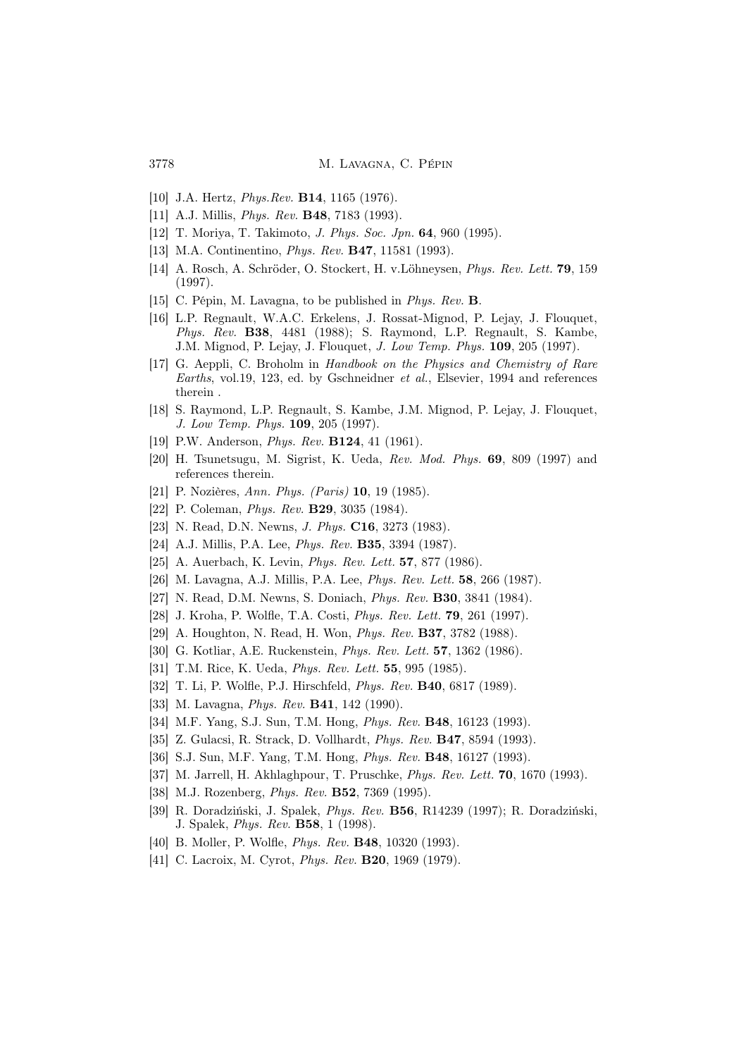[10] J.A. Hertz, *Phys.Rev.* **B14**, 1165 (1976).

[11] A.J. Millis, *Phys. Rev.* **B48**, 7183 (1993).

[12] T. Moriya, T. Takimoto, *J. Phys. Soc. Jpn.* **64**, 960 (1995).

[13] M.A. Continentino, *Phys. Rev.* **B47**, 11581 (1993).

[14] A. Rosch, A. Schröder, O. Stockert, H. v.Löhneysen, *Phys. Rev. Lett.* **79**, 159 (1997).

[15] C. Pépin, M. Lavagna, to be published in *Phys. Rev.* **B**.

[16] L.P. Regnault, W.A.C. Erkelens, J. Rossat-Mignod, P. Lejay, J. Flouquet, *Phys. Rev.* **B38**, 4481 (1988); S. Raymond, L.P. Regnault, S. Kambe, J.M. Mignod, P. Lejay, J. Flouquet, *J. Low Temp. Phys.* **109**, 205 (1997).

[17] G. Aeppli, C. Broholm in *Handbook on the Physics and Chemistry of Rare Earths*, vol.19, 123, ed. by Gschneidner *et al.*, Elsevier, 1994 and references therein .

[18] S. Raymond, L.P. Regnault, S. Kambe, J.M. Mignod, P. Lejay, J. Flouquet, *J. Low Temp. Phys.* **109**, 205 (1997).

[19] P.W. Anderson, *Phys. Rev.* **B124**, 41 (1961).

[20] H. Tsunetsugu, M. Sigrist, K. Ueda, *Rev. Mod. Phys.* **69**, 809 (1997) and references therein.

[21] P. Nozières, *Ann. Phys. (Paris)* **10**, 19 (1985).

[22] P. Coleman, *Phys. Rev.* **B29**, 3035 (1984).

[23] N. Read, D.N. Newns, *J. Phys.* **C16**, 3273 (1983).

[24] A.J. Millis, P.A. Lee, *Phys. Rev.* **B35**, 3394 (1987).

[25] A. Auerbach, K. Levin, *Phys. Rev. Lett.* **57**, 877 (1986).

[26] M. Lavagna, A.J. Millis, P.A. Lee, *Phys. Rev. Lett.* **58**, 266 (1987).

[27] N. Read, D.M. Newns, S. Doniach, *Phys. Rev.* **B30**, 3841 (1984).

[28] J. Kroha, P. Wolfle, T.A. Costi, *Phys. Rev. Lett.* **79**, 261 (1997).

[29] A. Houghton, N. Read, H. Won, *Phys. Rev.* **B37**, 3782 (1988).

[30] G. Kotliar, A.E. Ruckenstein, *Phys. Rev. Lett.* **57**, 1362 (1986).

[31] T.M. Rice, K. Ueda, *Phys. Rev. Lett.* **55**, 995 (1985).

[32] T. Li, P. Wolfle, P.J. Hirschfeld, *Phys. Rev.* **B40**, 6817 (1989).

[33] M. Lavagna, *Phys. Rev.* **B41**, 142 (1990).

[34] M.F. Yang, S.J. Sun, T.M. Hong, *Phys. Rev.* **B48**, 16123 (1993).

[35] Z. Gulacsi, R. Strack, D. Vollhardt, *Phys. Rev.* **B47**, 8594 (1993).

[36] S.J. Sun, M.F. Yang, T.M. Hong, *Phys. Rev.* **B48**, 16127 (1993).

[37] M. Jarrell, H. Akhlaghpour, T. Pruschke, *Phys. Rev. Lett.* **70**, 1670 (1993).

[38] M.J. Rozenberg, *Phys. Rev.* **B52**, 7369 (1995).

[39] R. Doradziński, J. Spalek, *Phys. Rev.* **B56**, R14239 (1997); R. Doradziński, J. Spalek, *Phys. Rev.* **B58**, 1 (1998).

[40] B. Moller, P. Wolfle, *Phys. Rev.* **B48**, 10320 (1993).

[41] C. Lacroix, M. Cyrot, *Phys. Rev.* **B20**, 1969 (1979).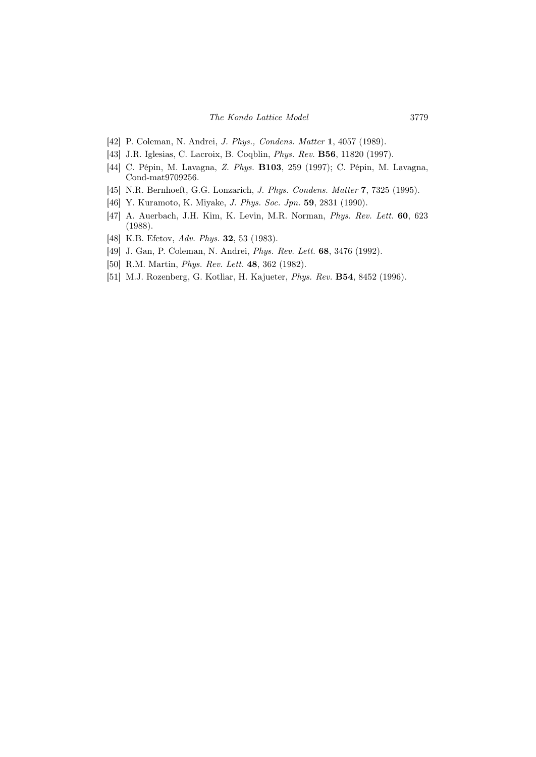[42] P. Coleman, N. Andrei, *J. Phys., Condens. Matter* **1**, 4057 (1989).

[43] J.R. Iglesias, C. Lacroix, B. Coqblin, *Phys. Rev.* **B56**, 11820 (1997).

[44] C. Pépin, M. Lavagna, *Z. Phys.* **B103**, 259 (1997); C. Pépin, M. Lavagna, Cond-mat9709256.

[45] N.R. Bernhoeft, G.G. Lonzarich, *J. Phys. Condens. Matter* **7**, 7325 (1995).

[46] Y. Kuramoto, K. Miyake, *J. Phys. Soc. Jpn.* **59**, 2831 (1990).

[47] A. Auerbach, J.H. Kim, K. Levin, M.R. Norman, *Phys. Rev. Lett.* **60**, 623 (1988).

[48] K.B. Efetov, *Adv. Phys.* **32**, 53 (1983).

[49] J. Gan, P. Coleman, N. Andrei, *Phys. Rev. Lett.* **68**, 3476 (1992).

[50] R.M. Martin, *Phys. Rev. Lett.* **48**, 362 (1982).

[51] M.J. Rozenberg, G. Kotliar, H. Kajueter, *Phys. Rev.* **B54**, 8452 (1996).